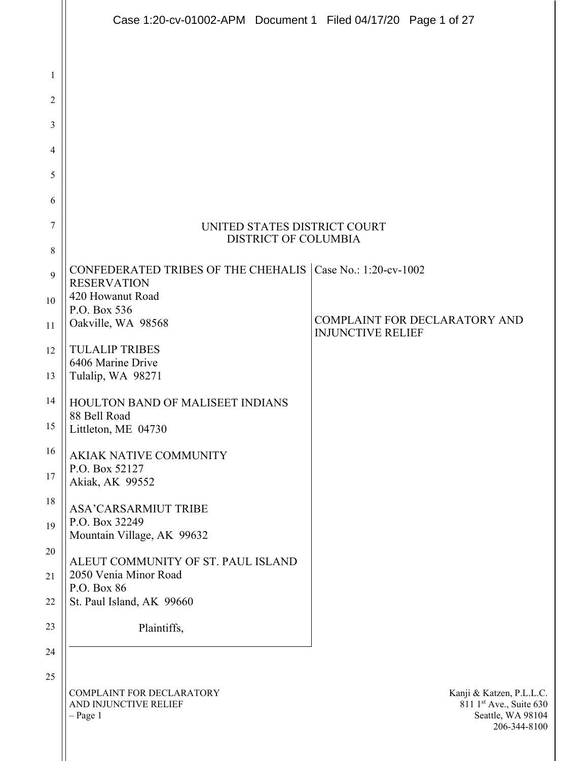UNITED STATES DISTRICT COURT
DISTRICT OF COLUMBIA

| | |
|---|---|
| CONFEDERATED TRIBES OF THE CHEHALIS RESERVATION<br>420 Howanut Road<br>P.O. Box 536<br>Oakville, WA 98568<br><br>TULALIP TRIBES<br>6406 Marine Drive<br>Tulalip, WA 98271<br><br>HOULTON BAND OF MALISEET INDIANS<br>88 Bell Road<br>Littleton, ME 04730<br><br>AKIAK NATIVE COMMUNITY<br>P.O. Box 52127<br>Akiak, AK 99552<br><br>ASA'CARSARMIUT TRIBE<br>P.O. Box 32249<br>Mountain Village, AK 99632<br><br>ALEUT COMMUNITY OF ST. PAUL ISLAND<br>2050 Venia Minor Road<br>P.O. Box 86<br>St. Paul Island, AK 99660<br><br>Plaintiffs, | Case No.: 1:20-cv-1002<br><br>COMPLAINT FOR DECLARATORY AND INJUNCTIVE RELIEF |

COMPLAINT FOR DECLARATORY AND INJUNCTIVE RELIEF

Kanji & Katzen, P.L.L.C.
811 1st Ave., Suite 630
Seattle, WA 98104
206-344-8100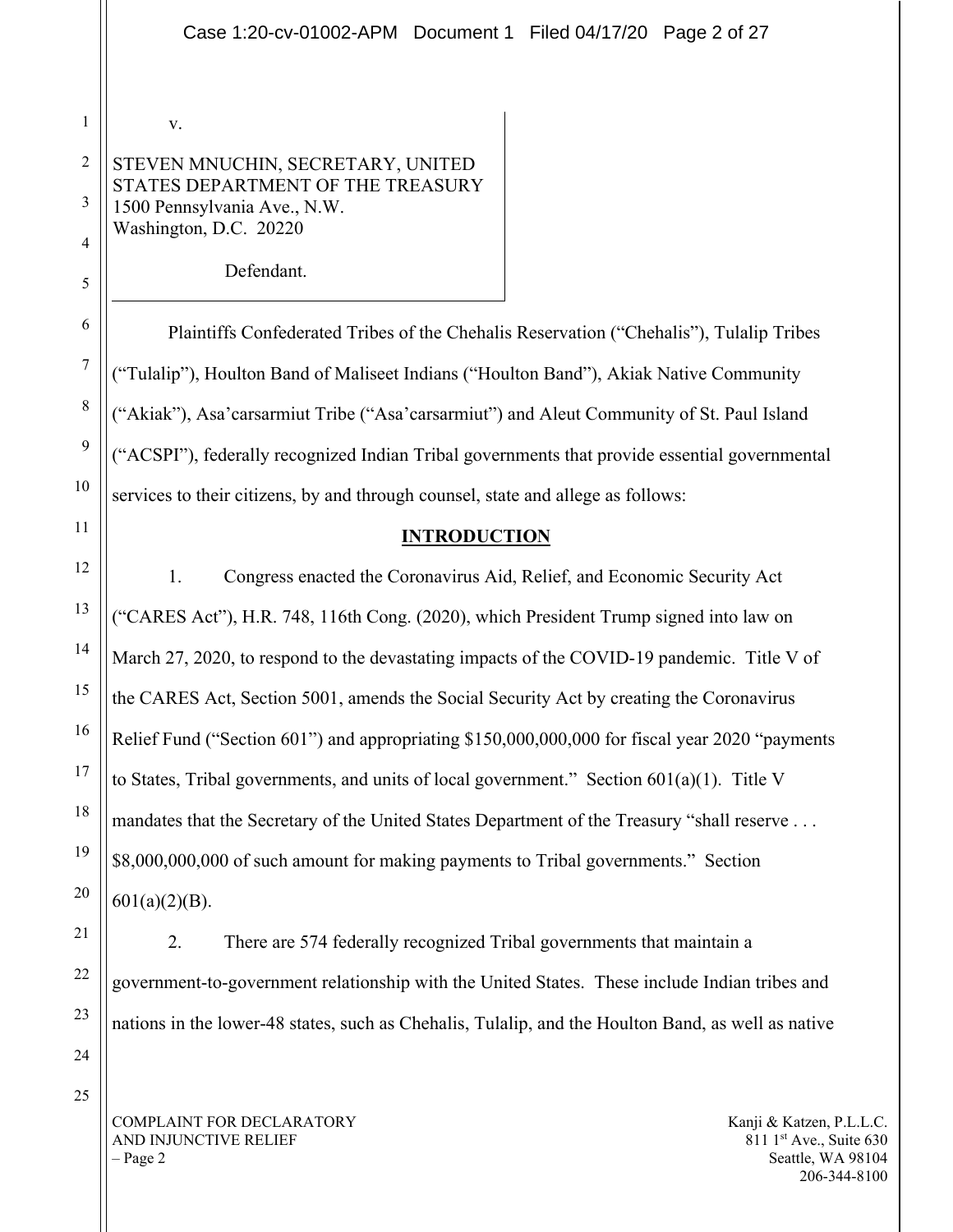v.

STEVEN MNUCHIN, SECRETARY, UNITED STATES DEPARTMENT OF THE TREASURY
1500 Pennsylvania Ave., N.W.
Washington, D.C. 20220

Defendant.

Plaintiffs Confederated Tribes of the Chehalis Reservation ("Chehalis"), Tulalip Tribes ("Tulalip"), Houlton Band of Maliseet Indians ("Houlton Band"), Akiak Native Community ("Akiak"), Asa'carsarmiut Tribe ("Asa'carsarmiut") and Aleut Community of St. Paul Island ("ACSPI"), federally recognized Indian Tribal governments that provide essential governmental services to their citizens, by and through counsel, state and allege as follows:

## INTRODUCTION

1. Congress enacted the Coronavirus Aid, Relief, and Economic Security Act ("CARES Act"), H.R. 748, 116th Cong. (2020), which President Trump signed into law on March 27, 2020, to respond to the devastating impacts of the COVID-19 pandemic. Title V of the CARES Act, Section 5001, amends the Social Security Act by creating the Coronavirus Relief Fund ("Section 601") and appropriating $150,000,000,000 for fiscal year 2020 "payments to States, Tribal governments, and units of local government." Section 601(a)(1). Title V mandates that the Secretary of the United States Department of the Treasury "shall reserve . . . $8,000,000,000 of such amount for making payments to Tribal governments." Section 601(a)(2)(B).

2. There are 574 federally recognized Tribal governments that maintain a government-to-government relationship with the United States. These include Indian tribes and nations in the lower-48 states, such as Chehalis, Tulalip, and the Houlton Band, as well as native

COMPLAINT FOR DECLARATORY AND INJUNCTIVE RELIEF
– Page 2

Kanji & Katzen, P.L.L.C.
811 1st Ave., Suite 630
Seattle, WA 98104
206-344-8100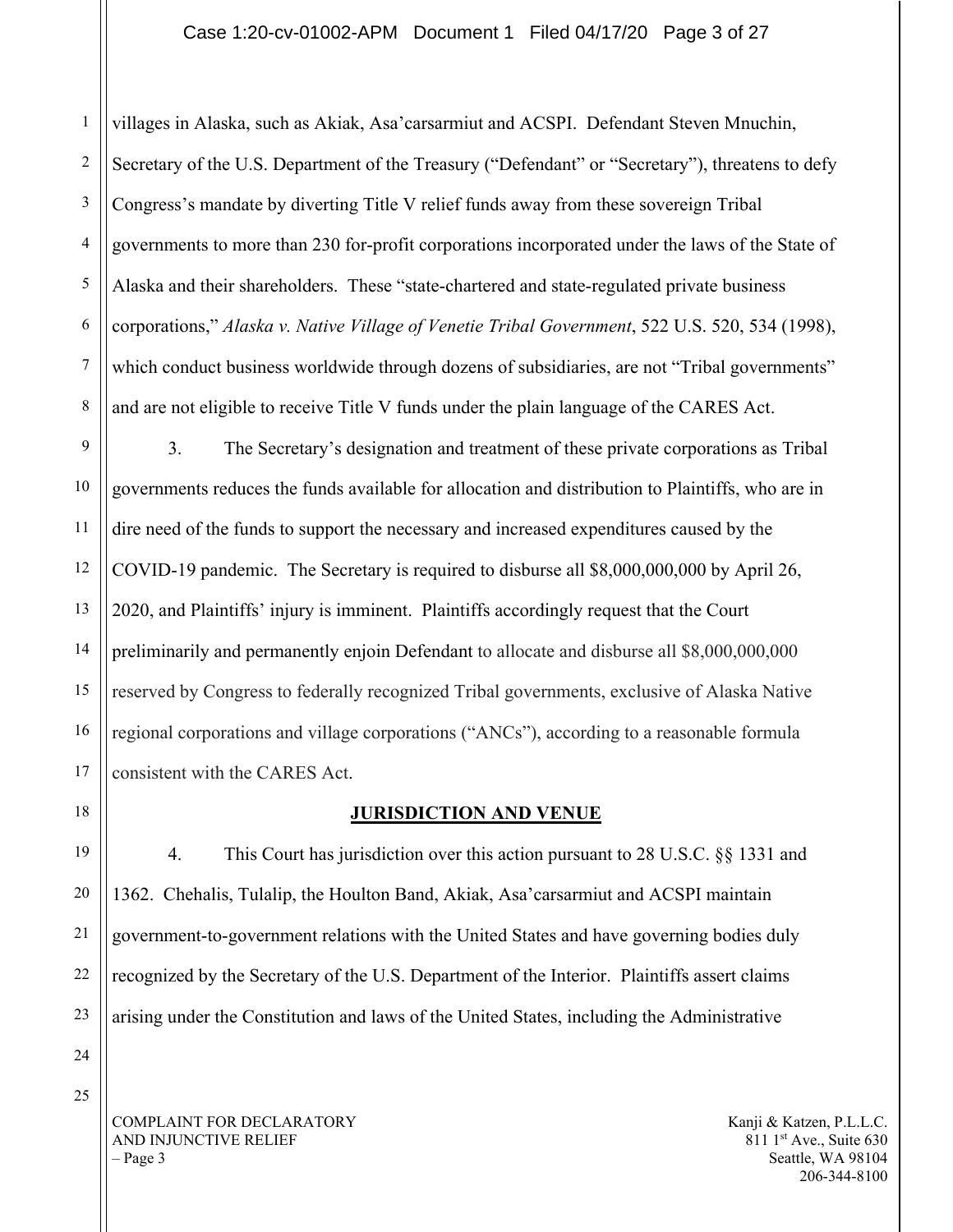villages in Alaska, such as Akiak, Asa'carsarmiut and ACSPI. Defendant Steven Mnuchin, Secretary of the U.S. Department of the Treasury ("Defendant" or "Secretary"), threatens to defy Congress's mandate by diverting Title V relief funds away from these sovereign Tribal governments to more than 230 for-profit corporations incorporated under the laws of the State of Alaska and their shareholders. These "state-chartered and state-regulated private business corporations," *Alaska v. Native Village of Venetie Tribal Government*, 522 U.S. 520, 534 (1998), which conduct business worldwide through dozens of subsidiaries, are not "Tribal governments" and are not eligible to receive Title V funds under the plain language of the CARES Act.

3. The Secretary's designation and treatment of these private corporations as Tribal governments reduces the funds available for allocation and distribution to Plaintiffs, who are in dire need of the funds to support the necessary and increased expenditures caused by the COVID-19 pandemic. The Secretary is required to disburse all $8,000,000,000 by April 26, 2020, and Plaintiffs' injury is imminent. Plaintiffs accordingly request that the Court preliminarily and permanently enjoin Defendant to allocate and disburse all $8,000,000,000 reserved by Congress to federally recognized Tribal governments, exclusive of Alaska Native regional corporations and village corporations ("ANCs"), according to a reasonable formula consistent with the CARES Act.

## JURISDICTION AND VENUE

4. This Court has jurisdiction over this action pursuant to 28 U.S.C. §§ 1331 and 1362. Chehalis, Tulalip, the Houlton Band, Akiak, Asa'carsarmiut and ACSPI maintain government-to-government relations with the United States and have governing bodies duly recognized by the Secretary of the U.S. Department of the Interior. Plaintiffs assert claims arising under the Constitution and laws of the United States, including the Administrative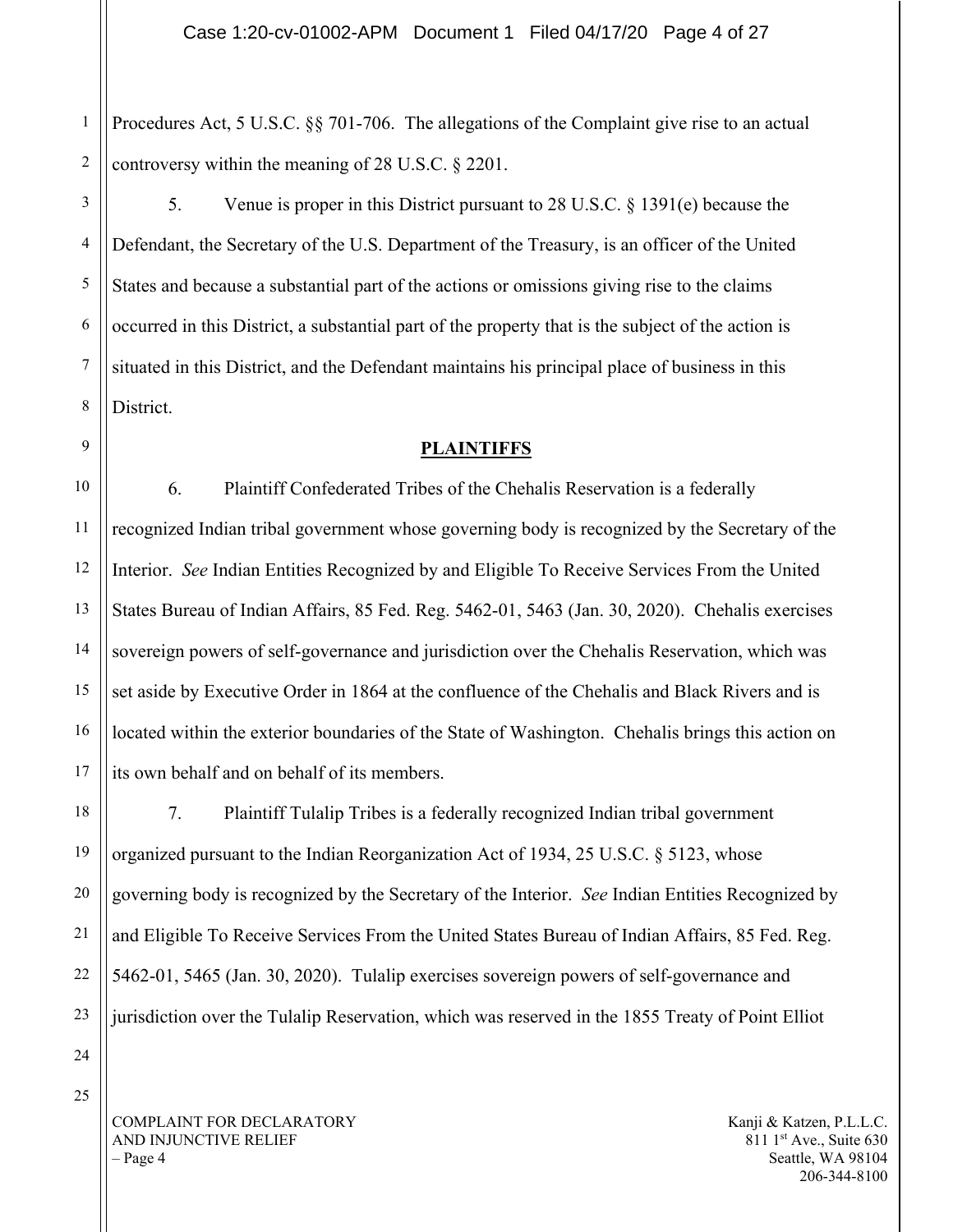Procedures Act, 5 U.S.C. §§ 701-706. The allegations of the Complaint give rise to an actual controversy within the meaning of 28 U.S.C. § 2201.

5. Venue is proper in this District pursuant to 28 U.S.C. § 1391(e) because the Defendant, the Secretary of the U.S. Department of the Treasury, is an officer of the United States and because a substantial part of the actions or omissions giving rise to the claims occurred in this District, a substantial part of the property that is the subject of the action is situated in this District, and the Defendant maintains his principal place of business in this District.

## PLAINTIFFS

6. Plaintiff Confederated Tribes of the Chehalis Reservation is a federally recognized Indian tribal government whose governing body is recognized by the Secretary of the Interior. *See* Indian Entities Recognized by and Eligible To Receive Services From the United States Bureau of Indian Affairs, 85 Fed. Reg. 5462-01, 5463 (Jan. 30, 2020). Chehalis exercises sovereign powers of self-governance and jurisdiction over the Chehalis Reservation, which was set aside by Executive Order in 1864 at the confluence of the Chehalis and Black Rivers and is located within the exterior boundaries of the State of Washington. Chehalis brings this action on its own behalf and on behalf of its members.

7. Plaintiff Tulalip Tribes is a federally recognized Indian tribal government organized pursuant to the Indian Reorganization Act of 1934, 25 U.S.C. § 5123, whose governing body is recognized by the Secretary of the Interior. *See* Indian Entities Recognized by and Eligible To Receive Services From the United States Bureau of Indian Affairs, 85 Fed. Reg. 5462-01, 5465 (Jan. 30, 2020). Tulalip exercises sovereign powers of self-governance and jurisdiction over the Tulalip Reservation, which was reserved in the 1855 Treaty of Point Elliot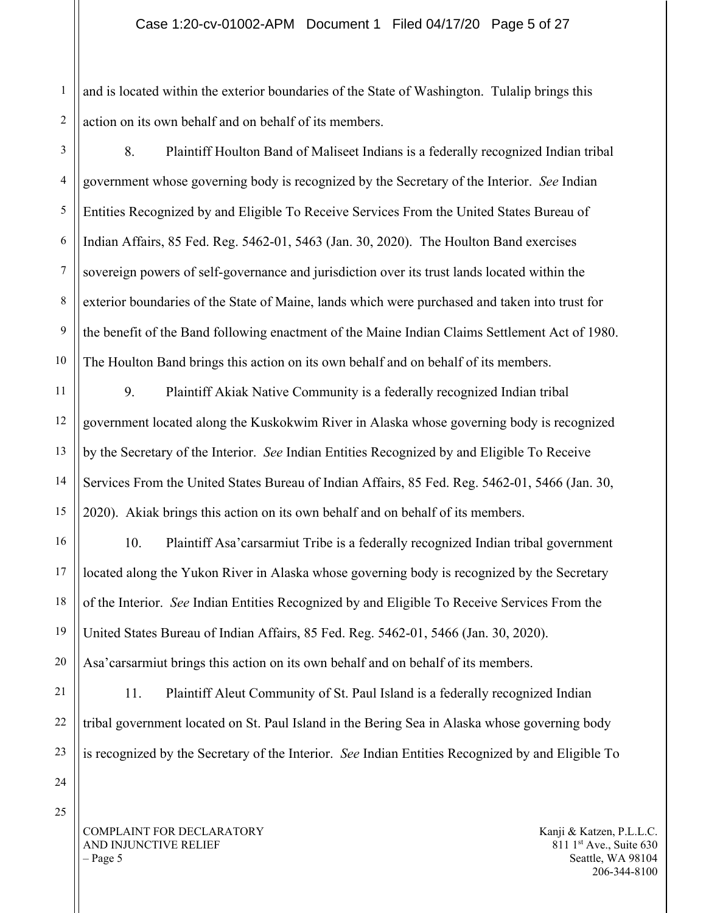and is located within the exterior boundaries of the State of Washington. Tulalip brings this action on its own behalf and on behalf of its members.

8. Plaintiff Houlton Band of Maliseet Indians is a federally recognized Indian tribal government whose governing body is recognized by the Secretary of the Interior. *See* Indian Entities Recognized by and Eligible To Receive Services From the United States Bureau of Indian Affairs, 85 Fed. Reg. 5462-01, 5463 (Jan. 30, 2020). The Houlton Band exercises sovereign powers of self-governance and jurisdiction over its trust lands located within the exterior boundaries of the State of Maine, lands which were purchased and taken into trust for the benefit of the Band following enactment of the Maine Indian Claims Settlement Act of 1980. The Houlton Band brings this action on its own behalf and on behalf of its members.

9. Plaintiff Akiak Native Community is a federally recognized Indian tribal government located along the Kuskokwim River in Alaska whose governing body is recognized by the Secretary of the Interior. *See* Indian Entities Recognized by and Eligible To Receive Services From the United States Bureau of Indian Affairs, 85 Fed. Reg. 5462-01, 5466 (Jan. 30, 2020). Akiak brings this action on its own behalf and on behalf of its members.

10. Plaintiff Asa'carsarmiut Tribe is a federally recognized Indian tribal government located along the Yukon River in Alaska whose governing body is recognized by the Secretary of the Interior. *See* Indian Entities Recognized by and Eligible To Receive Services From the United States Bureau of Indian Affairs, 85 Fed. Reg. 5462-01, 5466 (Jan. 30, 2020). Asa'carsarmiut brings this action on its own behalf and on behalf of its members.

11. Plaintiff Aleut Community of St. Paul Island is a federally recognized Indian tribal government located on St. Paul Island in the Bering Sea in Alaska whose governing body is recognized by the Secretary of the Interior. *See* Indian Entities Recognized by and Eligible To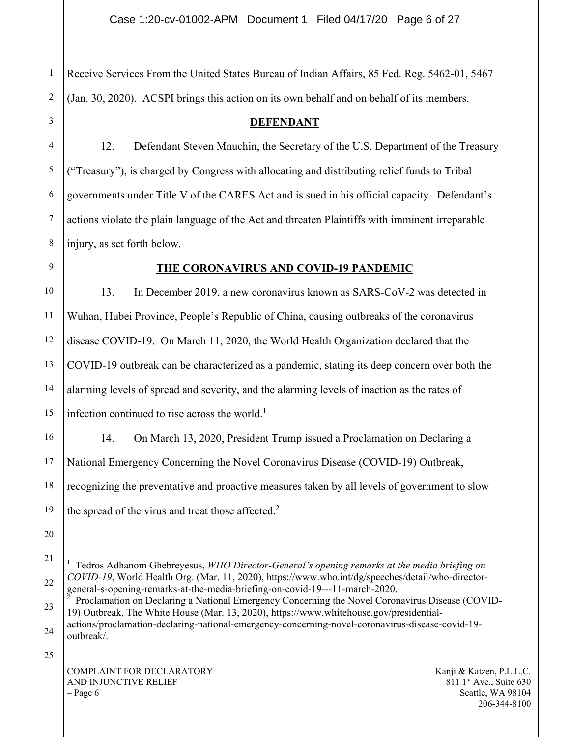Receive Services From the United States Bureau of Indian Affairs, 85 Fed. Reg. 5462-01, 5467 (Jan. 30, 2020). ACSPI brings this action on its own behalf and on behalf of its members.

## DEFENDANT

12. Defendant Steven Mnuchin, the Secretary of the U.S. Department of the Treasury ("Treasury"), is charged by Congress with allocating and distributing relief funds to Tribal governments under Title V of the CARES Act and is sued in his official capacity. Defendant's actions violate the plain language of the Act and threaten Plaintiffs with imminent irreparable injury, as set forth below.

## THE CORONAVIRUS AND COVID-19 PANDEMIC

13. In December 2019, a new coronavirus known as SARS-CoV-2 was detected in Wuhan, Hubei Province, People's Republic of China, causing outbreaks of the coronavirus disease COVID-19. On March 11, 2020, the World Health Organization declared that the COVID-19 outbreak can be characterized as a pandemic, stating its deep concern over both the alarming levels of spread and severity, and the alarming levels of inaction as the rates of infection continued to rise across the world.[1]

14. On March 13, 2020, President Trump issued a Proclamation on Declaring a National Emergency Concerning the Novel Coronavirus Disease (COVID-19) Outbreak, recognizing the preventative and proactive measures taken by all levels of government to slow the spread of the virus and treat those affected.[2]

---

[1] Tedros Adhanom Ghebreyesus, *WHO Director-General's opening remarks at the media briefing on COVID-19*, World Health Org. (Mar. 11, 2020), https://www.who.int/dg/speeches/detail/who-director-general-s-opening-remarks-at-the-media-briefing-on-covid-19---11-march-2020.

[2] Proclamation on Declaring a National Emergency Concerning the Novel Coronavirus Disease (COVID-19) Outbreak, The White House (Mar. 13, 2020), https://www.whitehouse.gov/presidential-actions/proclamation-declaring-national-emergency-concerning-novel-coronavirus-disease-covid-19-outbreak/.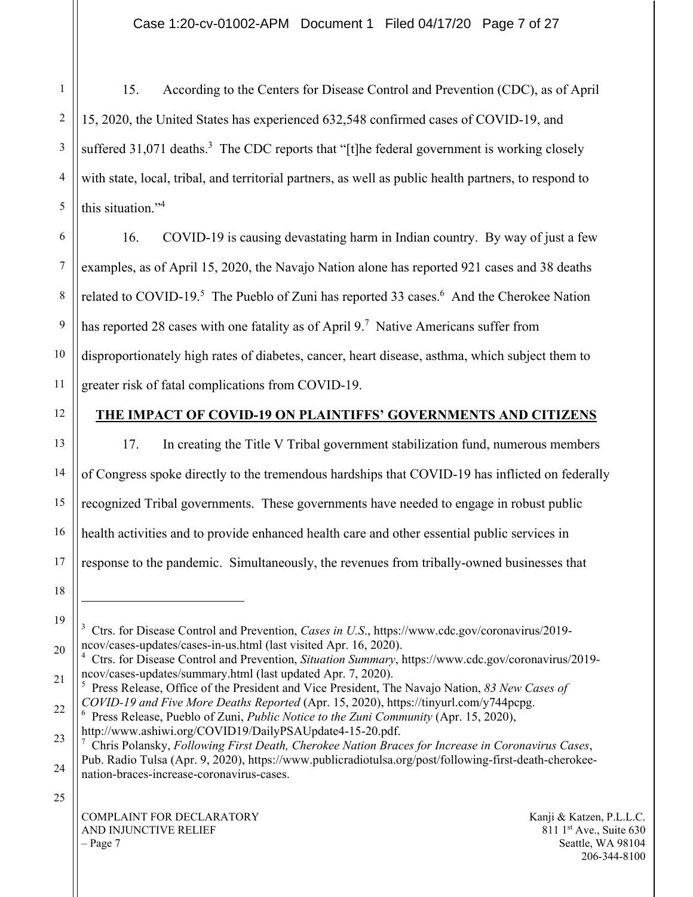15. According to the Centers for Disease Control and Prevention (CDC), as of April 15, 2020, the United States has experienced 632,548 confirmed cases of COVID-19, and suffered 31,071 deaths.[3] The CDC reports that "[t]he federal government is working closely with state, local, tribal, and territorial partners, as well as public health partners, to respond to this situation."[4]

16. COVID-19 is causing devastating harm in Indian country. By way of just a few examples, as of April 15, 2020, the Navajo Nation alone has reported 921 cases and 38 deaths related to COVID-19.[5] The Pueblo of Zuni has reported 33 cases.[6] And the Cherokee Nation has reported 28 cases with one fatality as of April 9.[7] Native Americans suffer from disproportionately high rates of diabetes, cancer, heart disease, asthma, which subject them to greater risk of fatal complications from COVID-19.

## THE IMPACT OF COVID-19 ON PLAINTIFFS' GOVERNMENTS AND CITIZENS

17. In creating the Title V Tribal government stabilization fund, numerous members of Congress spoke directly to the tremendous hardships that COVID-19 has inflicted on federally recognized Tribal governments. These governments have needed to engage in robust public health activities and to provide enhanced health care and other essential public services in response to the pandemic. Simultaneously, the revenues from tribally-owned businesses that

---

[3] Ctrs. for Disease Control and Prevention, *Cases in U.S.*, https://www.cdc.gov/coronavirus/2019-ncov/cases-updates/cases-in-us.html (last visited Apr. 16, 2020).

[4] Ctrs. for Disease Control and Prevention, *Situation Summary*, https://www.cdc.gov/coronavirus/2019-ncov/cases-updates/summary.html (last updated Apr. 7, 2020).

[5] Press Release, Office of the President and Vice President, The Navajo Nation, *83 New Cases of COVID-19 and Five More Deaths Reported* (Apr. 15, 2020), https://tinyurl.com/y744pcpg.

[6] Press Release, Pueblo of Zuni, *Public Notice to the Zuni Community* (Apr. 15, 2020), http://www.ashiwi.org/COVID19/DailyPSAUpdate4-15-20.pdf.

[7] Chris Polansky, *Following First Death, Cherokee Nation Braces for Increase in Coronavirus Cases*, Pub. Radio Tulsa (Apr. 9, 2020), https://www.publicradiotulsa.org/post/following-first-death-cherokee-nation-braces-increase-coronavirus-cases.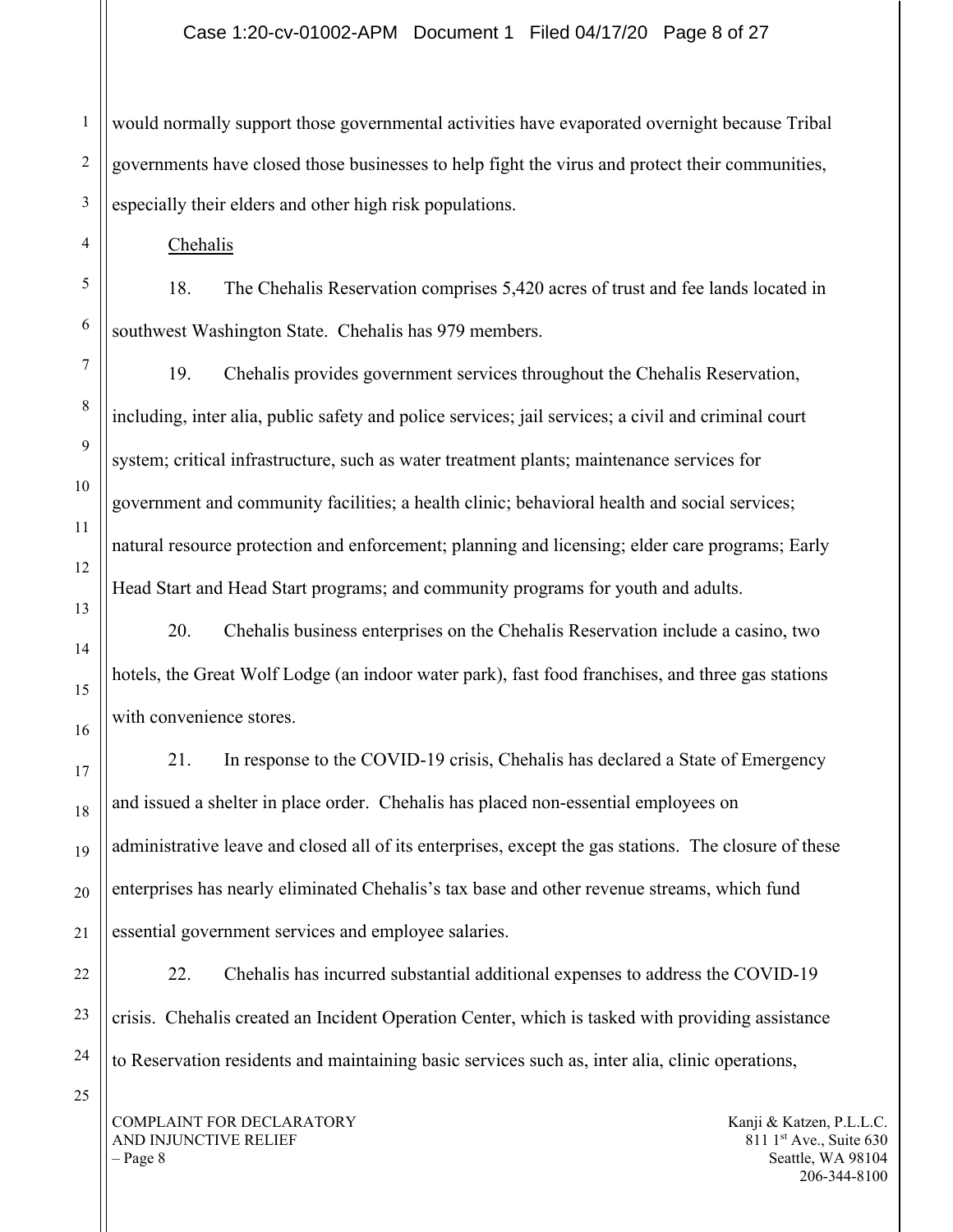would normally support those governmental activities have evaporated overnight because Tribal governments have closed those businesses to help fight the virus and protect their communities, especially their elders and other high risk populations.

Chehalis

18. The Chehalis Reservation comprises 5,420 acres of trust and fee lands located in southwest Washington State. Chehalis has 979 members.

19. Chehalis provides government services throughout the Chehalis Reservation, including, inter alia, public safety and police services; jail services; a civil and criminal court system; critical infrastructure, such as water treatment plants; maintenance services for government and community facilities; a health clinic; behavioral health and social services; natural resource protection and enforcement; planning and licensing; elder care programs; Early Head Start and Head Start programs; and community programs for youth and adults.

20. Chehalis business enterprises on the Chehalis Reservation include a casino, two hotels, the Great Wolf Lodge (an indoor water park), fast food franchises, and three gas stations with convenience stores.

21. In response to the COVID-19 crisis, Chehalis has declared a State of Emergency and issued a shelter in place order. Chehalis has placed non-essential employees on administrative leave and closed all of its enterprises, except the gas stations. The closure of these enterprises has nearly eliminated Chehalis's tax base and other revenue streams, which fund essential government services and employee salaries.

22. Chehalis has incurred substantial additional expenses to address the COVID-19 crisis. Chehalis created an Incident Operation Center, which is tasked with providing assistance to Reservation residents and maintaining basic services such as, inter alia, clinic operations,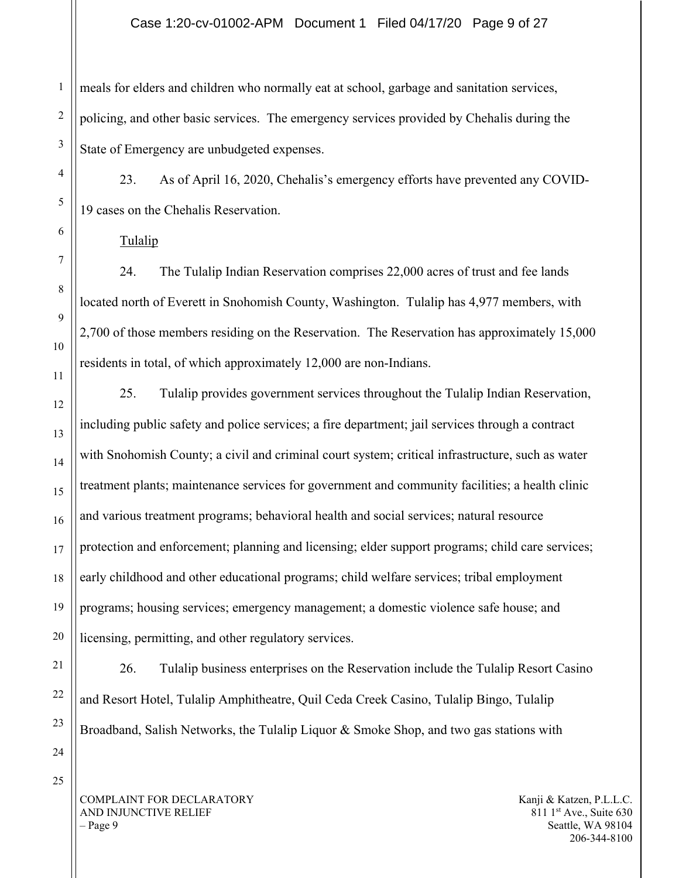meals for elders and children who normally eat at school, garbage and sanitation services, policing, and other basic services. The emergency services provided by Chehalis during the State of Emergency are unbudgeted expenses.

23. As of April 16, 2020, Chehalis's emergency efforts have prevented any COVID-19 cases on the Chehalis Reservation.

Tulalip

24. The Tulalip Indian Reservation comprises 22,000 acres of trust and fee lands located north of Everett in Snohomish County, Washington. Tulalip has 4,977 members, with 2,700 of those members residing on the Reservation. The Reservation has approximately 15,000 residents in total, of which approximately 12,000 are non-Indians.

25. Tulalip provides government services throughout the Tulalip Indian Reservation, including public safety and police services; a fire department; jail services through a contract with Snohomish County; a civil and criminal court system; critical infrastructure, such as water treatment plants; maintenance services for government and community facilities; a health clinic and various treatment programs; behavioral health and social services; natural resource protection and enforcement; planning and licensing; elder support programs; child care services; early childhood and other educational programs; child welfare services; tribal employment programs; housing services; emergency management; a domestic violence safe house; and licensing, permitting, and other regulatory services.

26. Tulalip business enterprises on the Reservation include the Tulalip Resort Casino and Resort Hotel, Tulalip Amphitheatre, Quil Ceda Creek Casino, Tulalip Bingo, Tulalip Broadband, Salish Networks, the Tulalip Liquor & Smoke Shop, and two gas stations with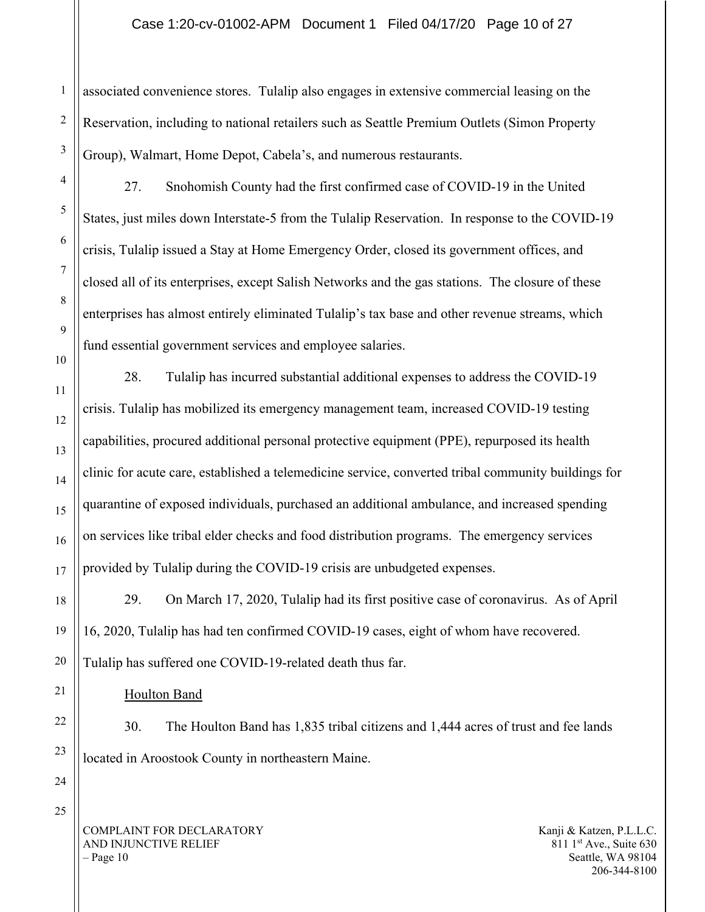associated convenience stores. Tulalip also engages in extensive commercial leasing on the Reservation, including to national retailers such as Seattle Premium Outlets (Simon Property Group), Walmart, Home Depot, Cabela's, and numerous restaurants.

27. Snohomish County had the first confirmed case of COVID-19 in the United States, just miles down Interstate-5 from the Tulalip Reservation. In response to the COVID-19 crisis, Tulalip issued a Stay at Home Emergency Order, closed its government offices, and closed all of its enterprises, except Salish Networks and the gas stations. The closure of these enterprises has almost entirely eliminated Tulalip's tax base and other revenue streams, which fund essential government services and employee salaries.

28. Tulalip has incurred substantial additional expenses to address the COVID-19 crisis. Tulalip has mobilized its emergency management team, increased COVID-19 testing capabilities, procured additional personal protective equipment (PPE), repurposed its health clinic for acute care, established a telemedicine service, converted tribal community buildings for quarantine of exposed individuals, purchased an additional ambulance, and increased spending on services like tribal elder checks and food distribution programs. The emergency services provided by Tulalip during the COVID-19 crisis are unbudgeted expenses.

29. On March 17, 2020, Tulalip had its first positive case of coronavirus. As of April 16, 2020, Tulalip has had ten confirmed COVID-19 cases, eight of whom have recovered. Tulalip has suffered one COVID-19-related death thus far.

<u>Houlton Band</u>

30. The Houlton Band has 1,835 tribal citizens and 1,444 acres of trust and fee lands located in Aroostook County in northeastern Maine.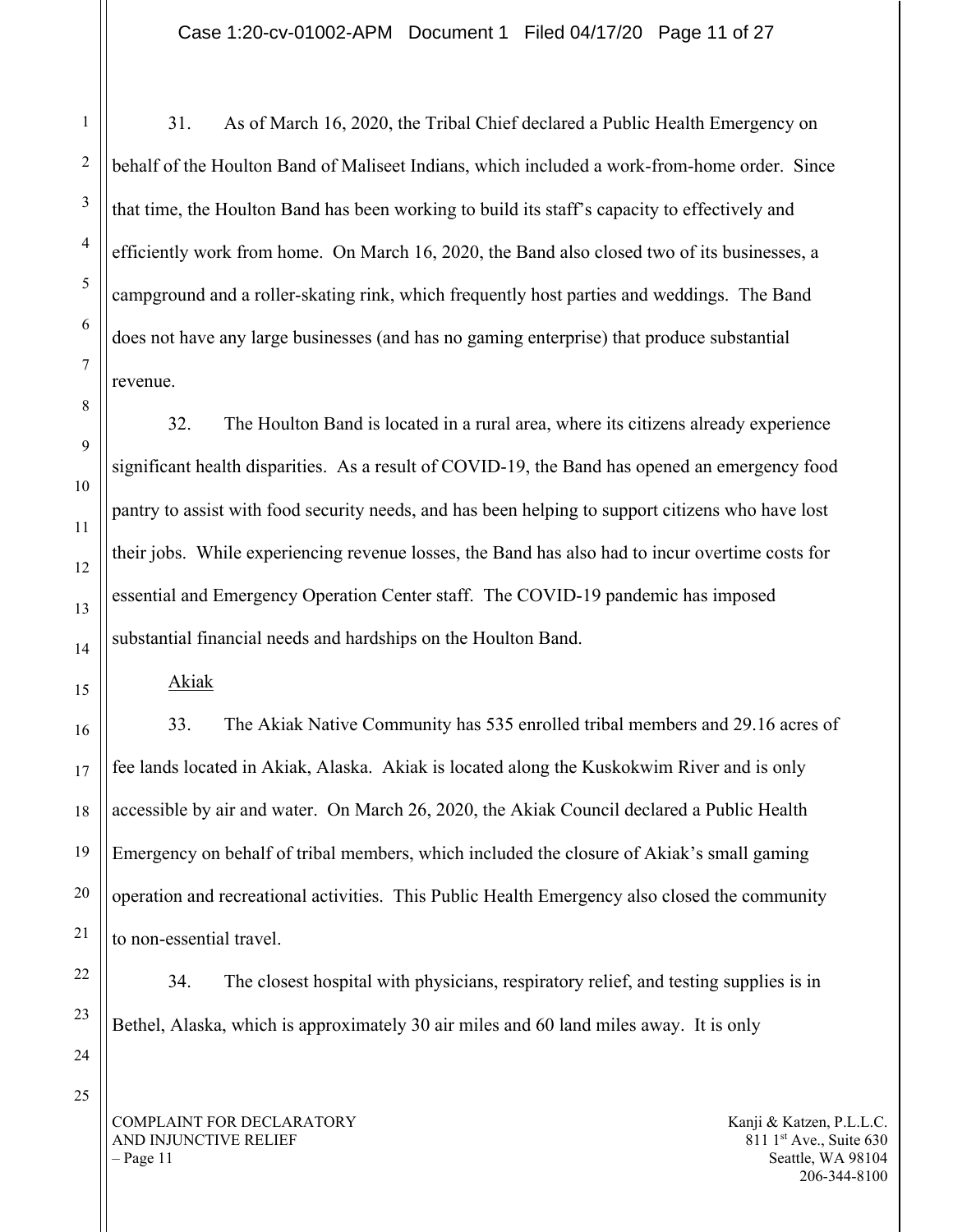31. As of March 16, 2020, the Tribal Chief declared a Public Health Emergency on behalf of the Houlton Band of Maliseet Indians, which included a work-from-home order. Since that time, the Houlton Band has been working to build its staff's capacity to effectively and efficiently work from home. On March 16, 2020, the Band also closed two of its businesses, a campground and a roller-skating rink, which frequently host parties and weddings. The Band does not have any large businesses (and has no gaming enterprise) that produce substantial revenue.

32. The Houlton Band is located in a rural area, where its citizens already experience significant health disparities. As a result of COVID-19, the Band has opened an emergency food pantry to assist with food security needs, and has been helping to support citizens who have lost their jobs. While experiencing revenue losses, the Band has also had to incur overtime costs for essential and Emergency Operation Center staff. The COVID-19 pandemic has imposed substantial financial needs and hardships on the Houlton Band.

Akiak

33. The Akiak Native Community has 535 enrolled tribal members and 29.16 acres of fee lands located in Akiak, Alaska. Akiak is located along the Kuskokwim River and is only accessible by air and water. On March 26, 2020, the Akiak Council declared a Public Health Emergency on behalf of tribal members, which included the closure of Akiak's small gaming operation and recreational activities. This Public Health Emergency also closed the community to non-essential travel.

34. The closest hospital with physicians, respiratory relief, and testing supplies is in Bethel, Alaska, which is approximately 30 air miles and 60 land miles away. It is only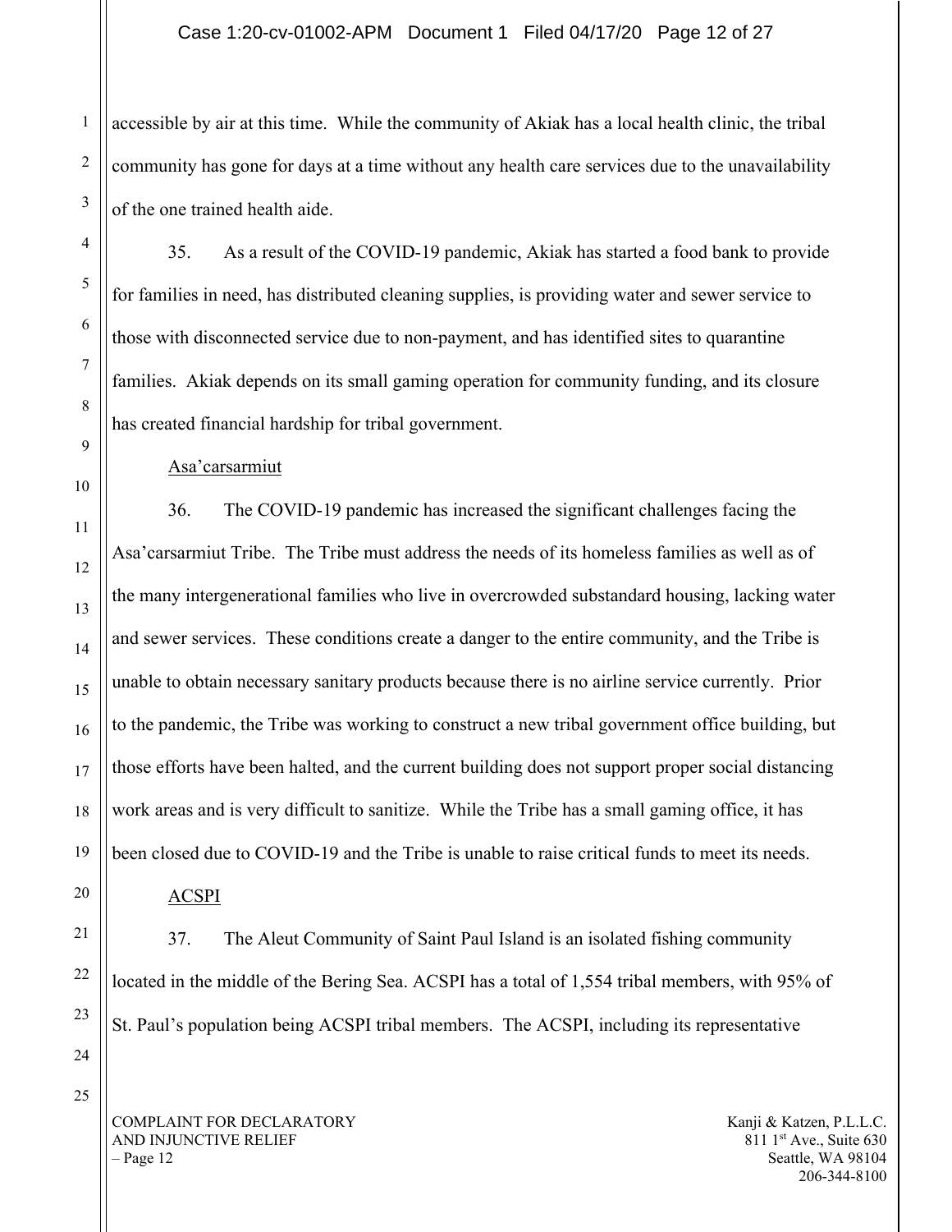accessible by air at this time. While the community of Akiak has a local health clinic, the tribal community has gone for days at a time without any health care services due to the unavailability of the one trained health aide.

35. As a result of the COVID-19 pandemic, Akiak has started a food bank to provide for families in need, has distributed cleaning supplies, is providing water and sewer service to those with disconnected service due to non-payment, and has identified sites to quarantine families. Akiak depends on its small gaming operation for community funding, and its closure has created financial hardship for tribal government.

Asa'carsarmiut

36. The COVID-19 pandemic has increased the significant challenges facing the Asa'carsarmiut Tribe. The Tribe must address the needs of its homeless families as well as of the many intergenerational families who live in overcrowded substandard housing, lacking water and sewer services. These conditions create a danger to the entire community, and the Tribe is unable to obtain necessary sanitary products because there is no airline service currently. Prior to the pandemic, the Tribe was working to construct a new tribal government office building, but those efforts have been halted, and the current building does not support proper social distancing work areas and is very difficult to sanitize. While the Tribe has a small gaming office, it has been closed due to COVID-19 and the Tribe is unable to raise critical funds to meet its needs.

ACSPI

37. The Aleut Community of Saint Paul Island is an isolated fishing community located in the middle of the Bering Sea. ACSPI has a total of 1,554 tribal members, with 95% of St. Paul's population being ACSPI tribal members. The ACSPI, including its representative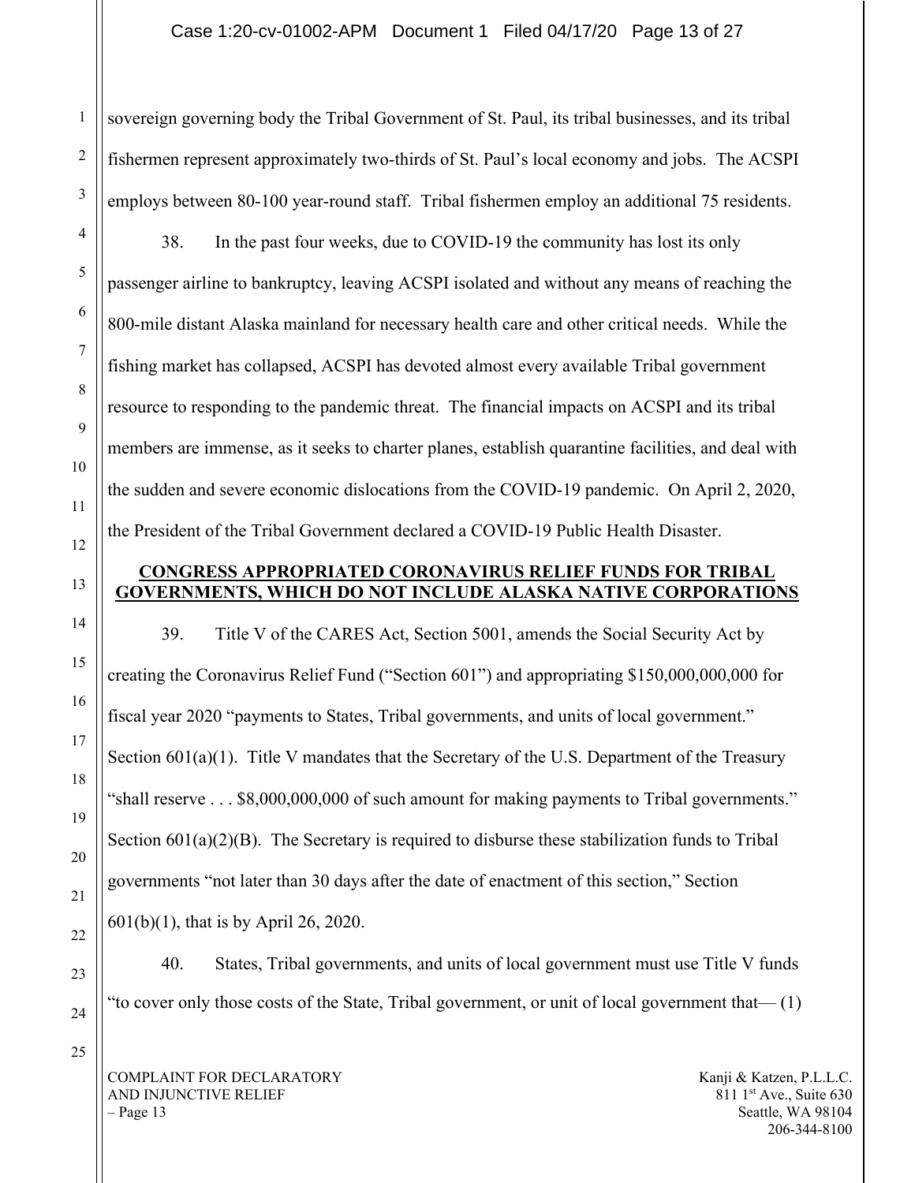sovereign governing body the Tribal Government of St. Paul, its tribal businesses, and its tribal fishermen represent approximately two-thirds of St. Paul's local economy and jobs. The ACSPI employs between 80-100 year-round staff. Tribal fishermen employ an additional 75 residents.

38. In the past four weeks, due to COVID-19 the community has lost its only passenger airline to bankruptcy, leaving ACSPI isolated and without any means of reaching the 800-mile distant Alaska mainland for necessary health care and other critical needs. While the fishing market has collapsed, ACSPI has devoted almost every available Tribal government resource to responding to the pandemic threat. The financial impacts on ACSPI and its tribal members are immense, as it seeks to charter planes, establish quarantine facilities, and deal with the sudden and severe economic dislocations from the COVID-19 pandemic. On April 2, 2020, the President of the Tribal Government declared a COVID-19 Public Health Disaster.

## CONGRESS APPROPRIATED CORONAVIRUS RELIEF FUNDS FOR TRIBAL GOVERNMENTS, WHICH DO NOT INCLUDE ALASKA NATIVE CORPORATIONS

39. Title V of the CARES Act, Section 5001, amends the Social Security Act by creating the Coronavirus Relief Fund ("Section 601") and appropriating $150,000,000,000 for fiscal year 2020 "payments to States, Tribal governments, and units of local government." Section 601(a)(1). Title V mandates that the Secretary of the U.S. Department of the Treasury "shall reserve . . . $8,000,000,000 of such amount for making payments to Tribal governments." Section 601(a)(2)(B). The Secretary is required to disburse these stabilization funds to Tribal governments "not later than 30 days after the date of enactment of this section," Section 601(b)(1), that is by April 26, 2020.

40. States, Tribal governments, and units of local government must use Title V funds "to cover only those costs of the State, Tribal government, or unit of local government that— (1)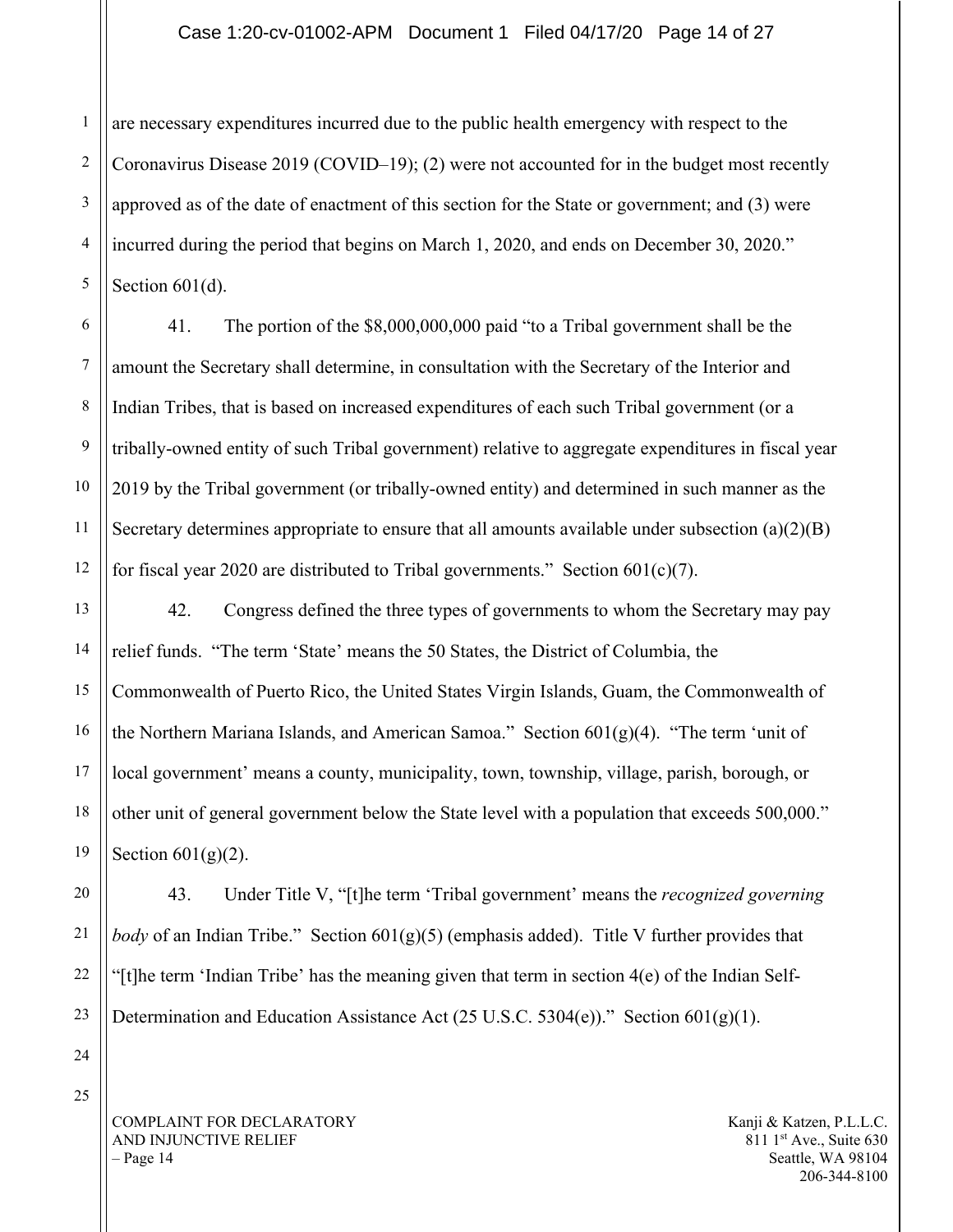are necessary expenditures incurred due to the public health emergency with respect to the Coronavirus Disease 2019 (COVID–19); (2) were not accounted for in the budget most recently approved as of the date of enactment of this section for the State or government; and (3) were incurred during the period that begins on March 1, 2020, and ends on December 30, 2020." Section 601(d).

41. The portion of the $8,000,000,000 paid "to a Tribal government shall be the amount the Secretary shall determine, in consultation with the Secretary of the Interior and Indian Tribes, that is based on increased expenditures of each such Tribal government (or a tribally-owned entity of such Tribal government) relative to aggregate expenditures in fiscal year 2019 by the Tribal government (or tribally-owned entity) and determined in such manner as the Secretary determines appropriate to ensure that all amounts available under subsection (a)(2)(B) for fiscal year 2020 are distributed to Tribal governments." Section 601(c)(7).

42. Congress defined the three types of governments to whom the Secretary may pay relief funds. "The term 'State' means the 50 States, the District of Columbia, the Commonwealth of Puerto Rico, the United States Virgin Islands, Guam, the Commonwealth of the Northern Mariana Islands, and American Samoa." Section 601(g)(4). "The term 'unit of local government' means a county, municipality, town, township, village, parish, borough, or other unit of general government below the State level with a population that exceeds 500,000." Section 601(g)(2).

43. Under Title V, "[t]he term 'Tribal government' means the *recognized governing body* of an Indian Tribe." Section 601(g)(5) (emphasis added). Title V further provides that "[t]he term 'Indian Tribe' has the meaning given that term in section 4(e) of the Indian Self-Determination and Education Assistance Act (25 U.S.C. 5304(e))." Section 601(g)(1).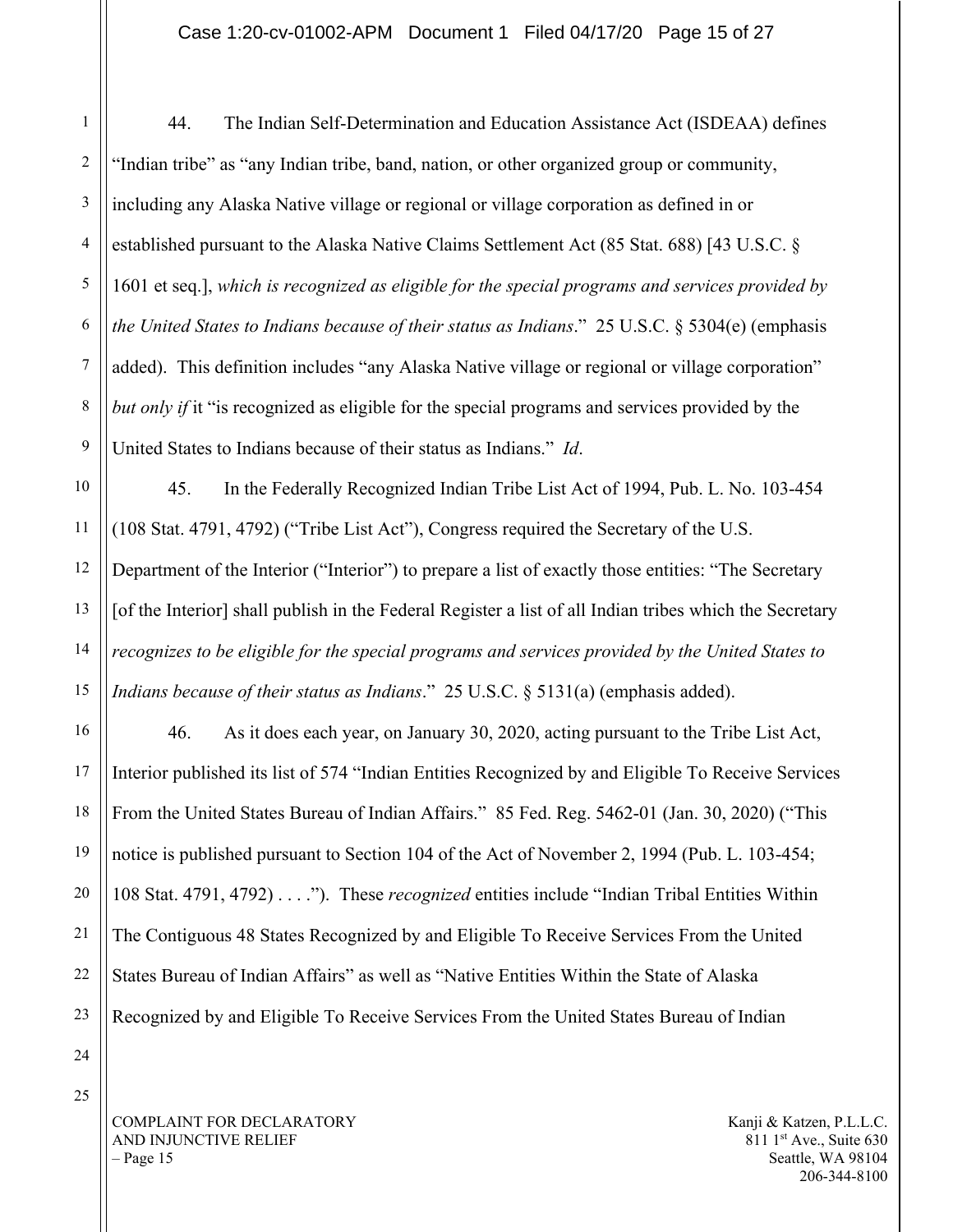44. The Indian Self-Determination and Education Assistance Act (ISDEAA) defines "Indian tribe" as "any Indian tribe, band, nation, or other organized group or community, including any Alaska Native village or regional or village corporation as defined in or established pursuant to the Alaska Native Claims Settlement Act (85 Stat. 688) [43 U.S.C. § 1601 et seq.], *which is recognized as eligible for the special programs and services provided by the United States to Indians because of their status as Indians*." 25 U.S.C. § 5304(e) (emphasis added). This definition includes "any Alaska Native village or regional or village corporation" *but only if* it "is recognized as eligible for the special programs and services provided by the United States to Indians because of their status as Indians." *Id*.

45. In the Federally Recognized Indian Tribe List Act of 1994, Pub. L. No. 103-454 (108 Stat. 4791, 4792) ("Tribe List Act"), Congress required the Secretary of the U.S. Department of the Interior ("Interior") to prepare a list of exactly those entities: "The Secretary [of the Interior] shall publish in the Federal Register a list of all Indian tribes which the Secretary *recognizes to be eligible for the special programs and services provided by the United States to Indians because of their status as Indians*." 25 U.S.C. § 5131(a) (emphasis added).

46. As it does each year, on January 30, 2020, acting pursuant to the Tribe List Act, Interior published its list of 574 "Indian Entities Recognized by and Eligible To Receive Services From the United States Bureau of Indian Affairs." 85 Fed. Reg. 5462-01 (Jan. 30, 2020) ("This notice is published pursuant to Section 104 of the Act of November 2, 1994 (Pub. L. 103-454; 108 Stat. 4791, 4792) . . . ."). These *recognized* entities include "Indian Tribal Entities Within The Contiguous 48 States Recognized by and Eligible To Receive Services From the United States Bureau of Indian Affairs" as well as "Native Entities Within the State of Alaska Recognized by and Eligible To Receive Services From the United States Bureau of Indian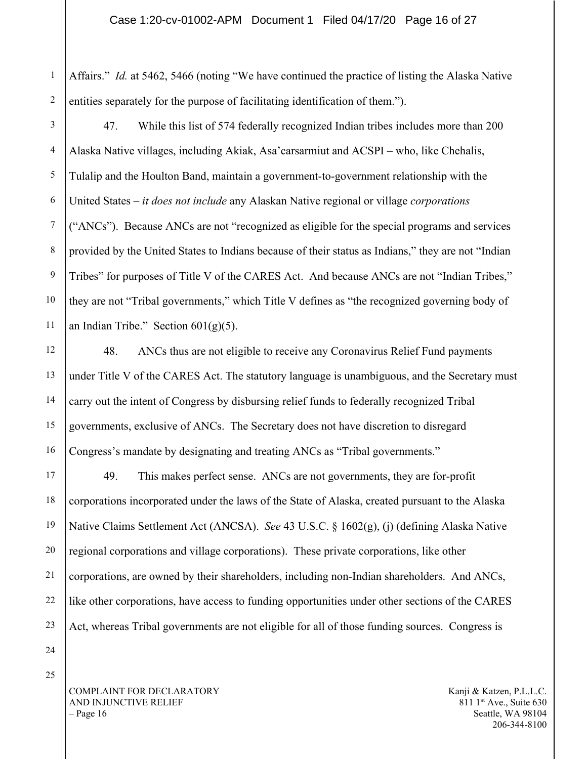Affairs." *Id.* at 5462, 5466 (noting "We have continued the practice of listing the Alaska Native entities separately for the purpose of facilitating identification of them.").

47. While this list of 574 federally recognized Indian tribes includes more than 200 Alaska Native villages, including Akiak, Asa'carsarmiut and ACSPI – who, like Chehalis, Tulalip and the Houlton Band, maintain a government-to-government relationship with the United States – *it does not include* any Alaskan Native regional or village *corporations* ("ANCs"). Because ANCs are not "recognized as eligible for the special programs and services provided by the United States to Indians because of their status as Indians," they are not "Indian Tribes" for purposes of Title V of the CARES Act. And because ANCs are not "Indian Tribes," they are not "Tribal governments," which Title V defines as "the recognized governing body of an Indian Tribe." Section 601(g)(5).

48. ANCs thus are not eligible to receive any Coronavirus Relief Fund payments under Title V of the CARES Act. The statutory language is unambiguous, and the Secretary must carry out the intent of Congress by disbursing relief funds to federally recognized Tribal governments, exclusive of ANCs. The Secretary does not have discretion to disregard Congress's mandate by designating and treating ANCs as "Tribal governments."

49. This makes perfect sense. ANCs are not governments, they are for-profit corporations incorporated under the laws of the State of Alaska, created pursuant to the Alaska Native Claims Settlement Act (ANCSA). *See* 43 U.S.C. § 1602(g), (j) (defining Alaska Native regional corporations and village corporations). These private corporations, like other corporations, are owned by their shareholders, including non-Indian shareholders. And ANCs, like other corporations, have access to funding opportunities under other sections of the CARES Act, whereas Tribal governments are not eligible for all of those funding sources. Congress is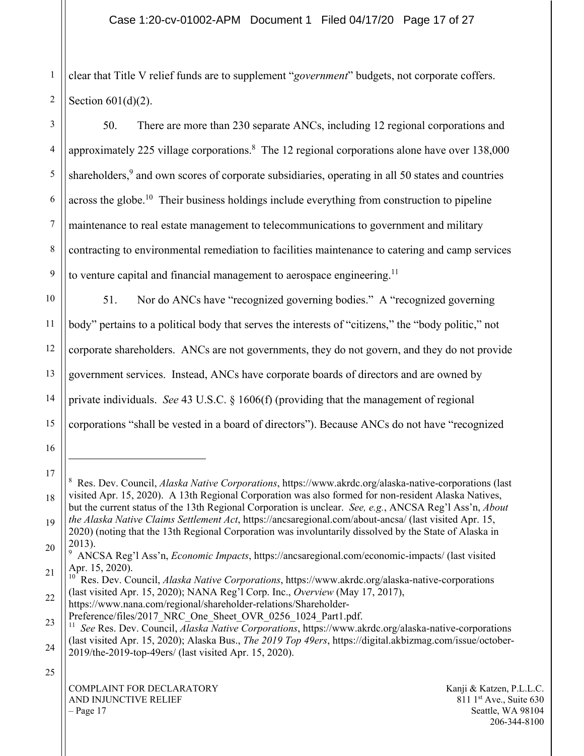clear that Title V relief funds are to supplement "*government*" budgets, not corporate coffers. Section 601(d)(2).

50. There are more than 230 separate ANCs, including 12 regional corporations and approximately 225 village corporations.[8] The 12 regional corporations alone have over 138,000 shareholders,[9] and own scores of corporate subsidiaries, operating in all 50 states and countries across the globe.[10] Their business holdings include everything from construction to pipeline maintenance to real estate management to telecommunications to government and military contracting to environmental remediation to facilities maintenance to catering and camp services to venture capital and financial management to aerospace engineering.[11]

51. Nor do ANCs have "recognized governing bodies." A "recognized governing body" pertains to a political body that serves the interests of "citizens," the "body politic," not corporate shareholders. ANCs are not governments, they do not govern, and they do not provide government services. Instead, ANCs have corporate boards of directors and are owned by private individuals. *See* 43 U.S.C. § 1606(f) (providing that the management of regional corporations "shall be vested in a board of directors"). Because ANCs do not have "recognized

---

[8] Res. Dev. Council, *Alaska Native Corporations*, https://www.akrdc.org/alaska-native-corporations (last visited Apr. 15, 2020). A 13th Regional Corporation was also formed for non-resident Alaska Natives, but the current status of the 13th Regional Corporation is unclear. *See, e.g.*, ANCSA Reg'l Ass'n, *About the Alaska Native Claims Settlement Act*, https://ancsaregional.com/about-ancsa/ (last visited Apr. 15, 2020) (noting that the 13th Regional Corporation was involuntarily dissolved by the State of Alaska in 2013).

[9] ANCSA Reg'l Ass'n, *Economic Impacts*, https://ancsaregional.com/economic-impacts/ (last visited Apr. 15, 2020).

[10] Res. Dev. Council, *Alaska Native Corporations*, https://www.akrdc.org/alaska-native-corporations (last visited Apr. 15, 2020); NANA Reg'l Corp. Inc., *Overview* (May 17, 2017), https://www.nana.com/regional/shareholder-relations/Shareholder-Preference/files/2017_NRC_One_Sheet_OVR_0256_1024_Part1.pdf.

[11] *See* Res. Dev. Council, *Alaska Native Corporations*, https://www.akrdc.org/alaska-native-corporations (last visited Apr. 15, 2020); Alaska Bus., *The 2019 Top 49ers*, https://digital.akbizmag.com/issue/october-2019/the-2019-top-49ers/ (last visited Apr. 15, 2020).

COMPLAINT FOR DECLARATORY AND INJUNCTIVE RELIEF – Page 17

Kanji & Katzen, P.L.L.C.
811 1st Ave., Suite 630
Seattle, WA 98104
206-344-8100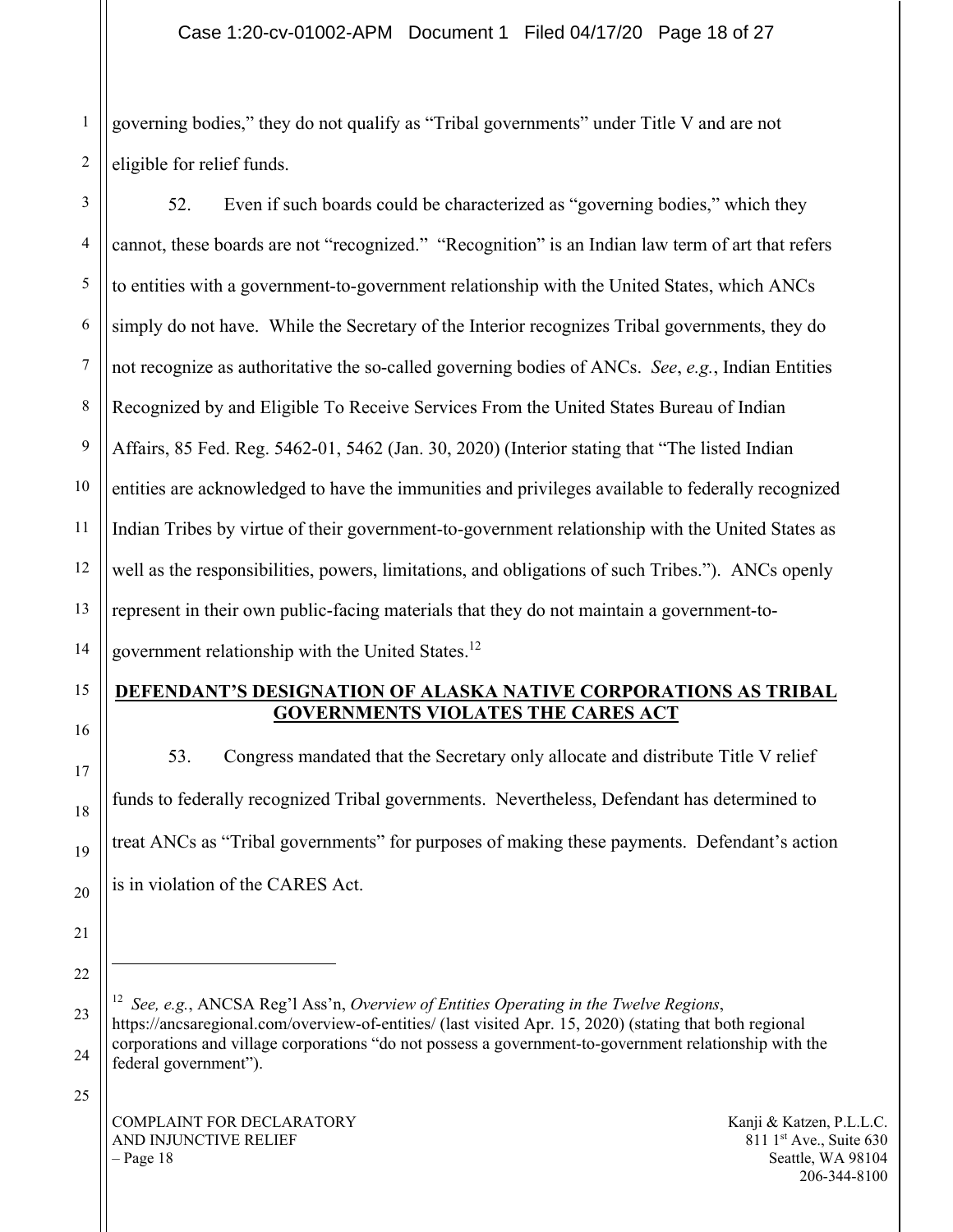governing bodies," they do not qualify as "Tribal governments" under Title V and are not eligible for relief funds.

52. Even if such boards could be characterized as "governing bodies," which they cannot, these boards are not "recognized." "Recognition" is an Indian law term of art that refers to entities with a government-to-government relationship with the United States, which ANCs simply do not have. While the Secretary of the Interior recognizes Tribal governments, they do not recognize as authoritative the so-called governing bodies of ANCs. *See*, *e.g.*, Indian Entities Recognized by and Eligible To Receive Services From the United States Bureau of Indian Affairs, 85 Fed. Reg. 5462-01, 5462 (Jan. 30, 2020) (Interior stating that "The listed Indian entities are acknowledged to have the immunities and privileges available to federally recognized Indian Tribes by virtue of their government-to-government relationship with the United States as well as the responsibilities, powers, limitations, and obligations of such Tribes."). ANCs openly represent in their own public-facing materials that they do not maintain a government-to-government relationship with the United States.[12]

**DEFENDANT'S DESIGNATION OF ALASKA NATIVE CORPORATIONS AS TRIBAL GOVERNMENTS VIOLATES THE CARES ACT**

53. Congress mandated that the Secretary only allocate and distribute Title V relief funds to federally recognized Tribal governments. Nevertheless, Defendant has determined to treat ANCs as "Tribal governments" for purposes of making these payments. Defendant's action is in violation of the CARES Act.

---

[12] *See, e.g.*, ANCSA Reg'l Ass'n, *Overview of Entities Operating in the Twelve Regions*, https://ancsaregional.com/overview-of-entities/ (last visited Apr. 15, 2020) (stating that both regional corporations and village corporations "do not possess a government-to-government relationship with the federal government").

COMPLAINT FOR DECLARATORY AND INJUNCTIVE RELIEF – Page 18

Kanji & Katzen, P.L.L.C.
811 1st Ave., Suite 630
Seattle, WA 98104
206-344-8100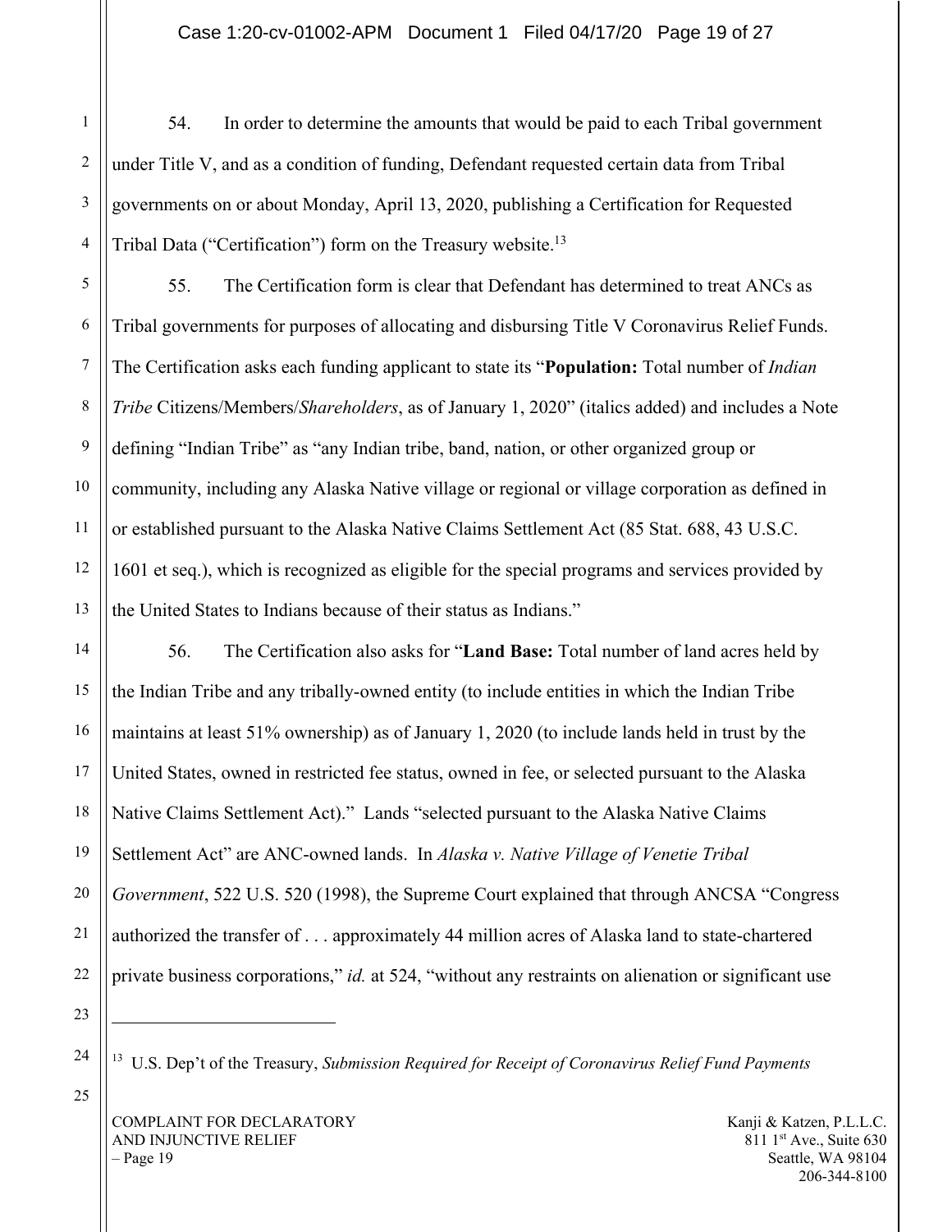54. In order to determine the amounts that would be paid to each Tribal government under Title V, and as a condition of funding, Defendant requested certain data from Tribal governments on or about Monday, April 13, 2020, publishing a Certification for Requested Tribal Data ("Certification") form on the Treasury website.[13]

55. The Certification form is clear that Defendant has determined to treat ANCs as Tribal governments for purposes of allocating and disbursing Title V Coronavirus Relief Funds. The Certification asks each funding applicant to state its "**Population:** Total number of *Indian Tribe* Citizens/Members/*Shareholders*, as of January 1, 2020" (italics added) and includes a Note defining "Indian Tribe" as "any Indian tribe, band, nation, or other organized group or community, including any Alaska Native village or regional or village corporation as defined in or established pursuant to the Alaska Native Claims Settlement Act (85 Stat. 688, 43 U.S.C. 1601 et seq.), which is recognized as eligible for the special programs and services provided by the United States to Indians because of their status as Indians."

56. The Certification also asks for "**Land Base:** Total number of land acres held by the Indian Tribe and any tribally-owned entity (to include entities in which the Indian Tribe maintains at least 51% ownership) as of January 1, 2020 (to include lands held in trust by the United States, owned in restricted fee status, owned in fee, or selected pursuant to the Alaska Native Claims Settlement Act)." Lands "selected pursuant to the Alaska Native Claims Settlement Act" are ANC-owned lands. In *Alaska v. Native Village of Venetie Tribal Government*, 522 U.S. 520 (1998), the Supreme Court explained that through ANCSA "Congress authorized the transfer of . . . approximately 44 million acres of Alaska land to state-chartered private business corporations," *id.* at 524, "without any restraints on alienation or significant use

---

[13] U.S. Dep't of the Treasury, *Submission Required for Receipt of Coronavirus Relief Fund Payments*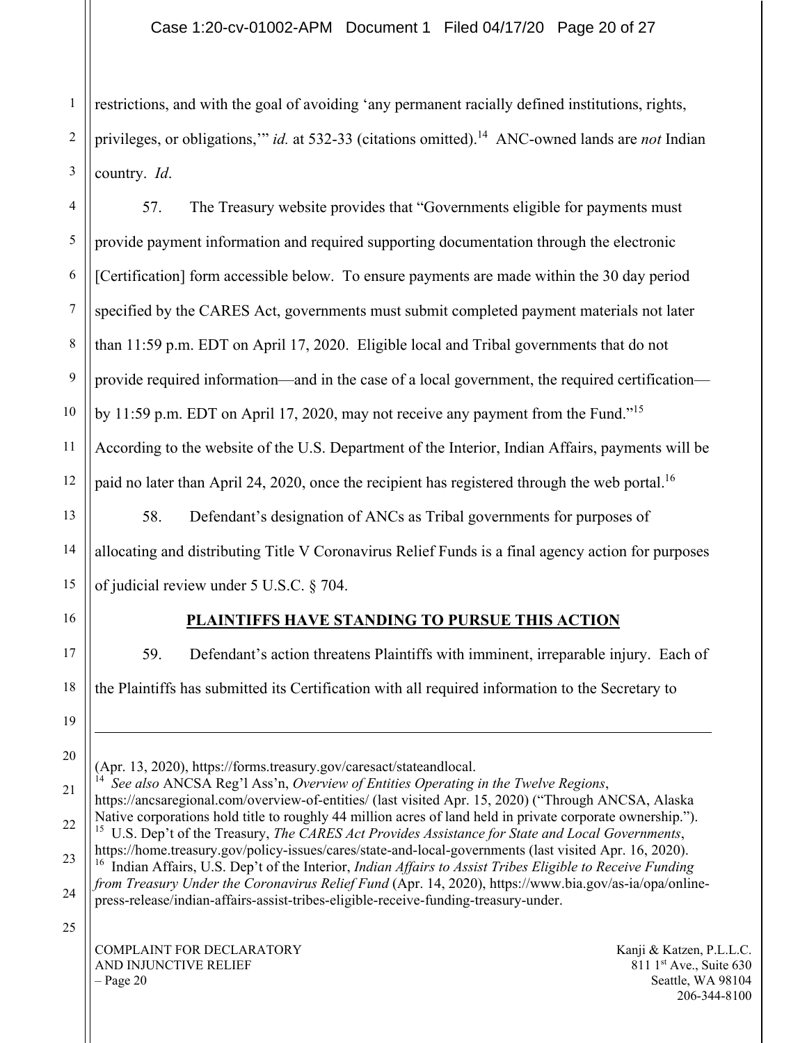restrictions, and with the goal of avoiding 'any permanent racially defined institutions, rights, privileges, or obligations,'" *id.* at 532-33 (citations omitted).[14] ANC-owned lands are *not* Indian country. *Id*.

57. The Treasury website provides that "Governments eligible for payments must provide payment information and required supporting documentation through the electronic [Certification] form accessible below. To ensure payments are made within the 30 day period specified by the CARES Act, governments must submit completed payment materials not later than 11:59 p.m. EDT on April 17, 2020. Eligible local and Tribal governments that do not provide required information—and in the case of a local government, the required certification—by 11:59 p.m. EDT on April 17, 2020, may not receive any payment from the Fund."[15] According to the website of the U.S. Department of the Interior, Indian Affairs, payments will be paid no later than April 24, 2020, once the recipient has registered through the web portal.[16]

58. Defendant's designation of ANCs as Tribal governments for purposes of allocating and distributing Title V Coronavirus Relief Funds is a final agency action for purposes of judicial review under 5 U.S.C. § 704.

## PLAINTIFFS HAVE STANDING TO PURSUE THIS ACTION

59. Defendant's action threatens Plaintiffs with imminent, irreparable injury. Each of the Plaintiffs has submitted its Certification with all required information to the Secretary to

---

(Apr. 13, 2020), https://forms.treasury.gov/caresact/stateandlocal.

[14] *See also* ANCSA Reg'l Ass'n, *Overview of Entities Operating in the Twelve Regions*, https://ancsaregional.com/overview-of-entities/ (last visited Apr. 15, 2020) ("Through ANCSA, Alaska Native corporations hold title to roughly 44 million acres of land held in private corporate ownership.").

[15] U.S. Dep't of the Treasury, *The CARES Act Provides Assistance for State and Local Governments*, https://home.treasury.gov/policy-issues/cares/state-and-local-governments (last visited Apr. 16, 2020).

[16] Indian Affairs, U.S. Dep't of the Interior, *Indian Affairs to Assist Tribes Eligible to Receive Funding from Treasury Under the Coronavirus Relief Fund* (Apr. 14, 2020), https://www.bia.gov/as-ia/opa/online-press-release/indian-affairs-assist-tribes-eligible-receive-funding-treasury-under.

COMPLAINT FOR DECLARATORY AND INJUNCTIVE RELIEF – Page 20

Kanji & Katzen, P.L.L.C.
811 1st Ave., Suite 630
Seattle, WA 98104
206-344-8100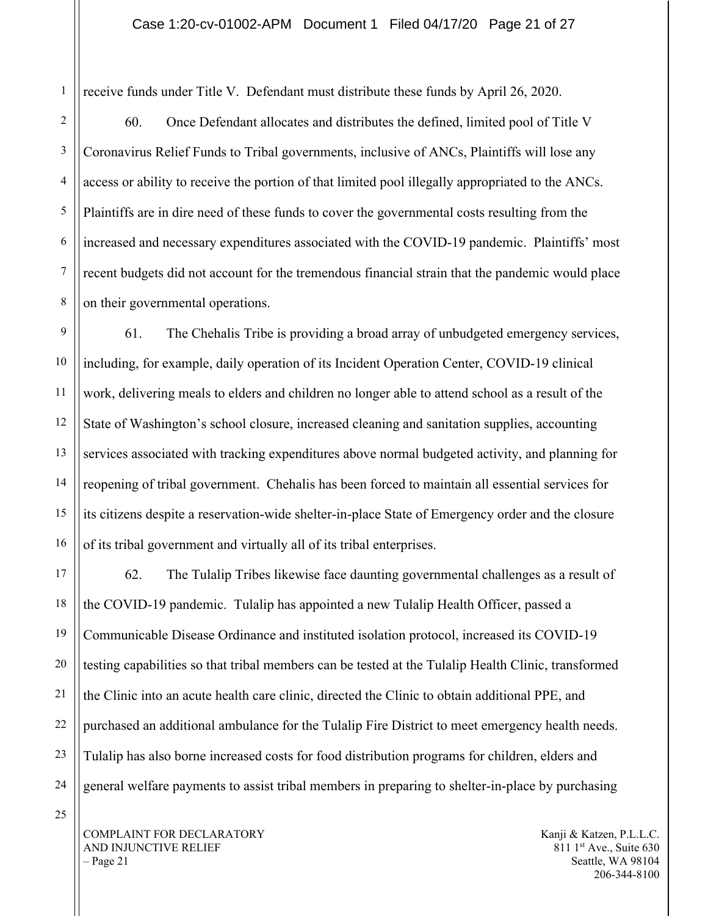receive funds under Title V. Defendant must distribute these funds by April 26, 2020.

60. Once Defendant allocates and distributes the defined, limited pool of Title V Coronavirus Relief Funds to Tribal governments, inclusive of ANCs, Plaintiffs will lose any access or ability to receive the portion of that limited pool illegally appropriated to the ANCs. Plaintiffs are in dire need of these funds to cover the governmental costs resulting from the increased and necessary expenditures associated with the COVID-19 pandemic. Plaintiffs' most recent budgets did not account for the tremendous financial strain that the pandemic would place on their governmental operations.

61. The Chehalis Tribe is providing a broad array of unbudgeted emergency services, including, for example, daily operation of its Incident Operation Center, COVID-19 clinical work, delivering meals to elders and children no longer able to attend school as a result of the State of Washington's school closure, increased cleaning and sanitation supplies, accounting services associated with tracking expenditures above normal budgeted activity, and planning for reopening of tribal government. Chehalis has been forced to maintain all essential services for its citizens despite a reservation-wide shelter-in-place State of Emergency order and the closure of its tribal government and virtually all of its tribal enterprises.

62. The Tulalip Tribes likewise face daunting governmental challenges as a result of the COVID-19 pandemic. Tulalip has appointed a new Tulalip Health Officer, passed a Communicable Disease Ordinance and instituted isolation protocol, increased its COVID-19 testing capabilities so that tribal members can be tested at the Tulalip Health Clinic, transformed the Clinic into an acute health care clinic, directed the Clinic to obtain additional PPE, and purchased an additional ambulance for the Tulalip Fire District to meet emergency health needs. Tulalip has also borne increased costs for food distribution programs for children, elders and general welfare payments to assist tribal members in preparing to shelter-in-place by purchasing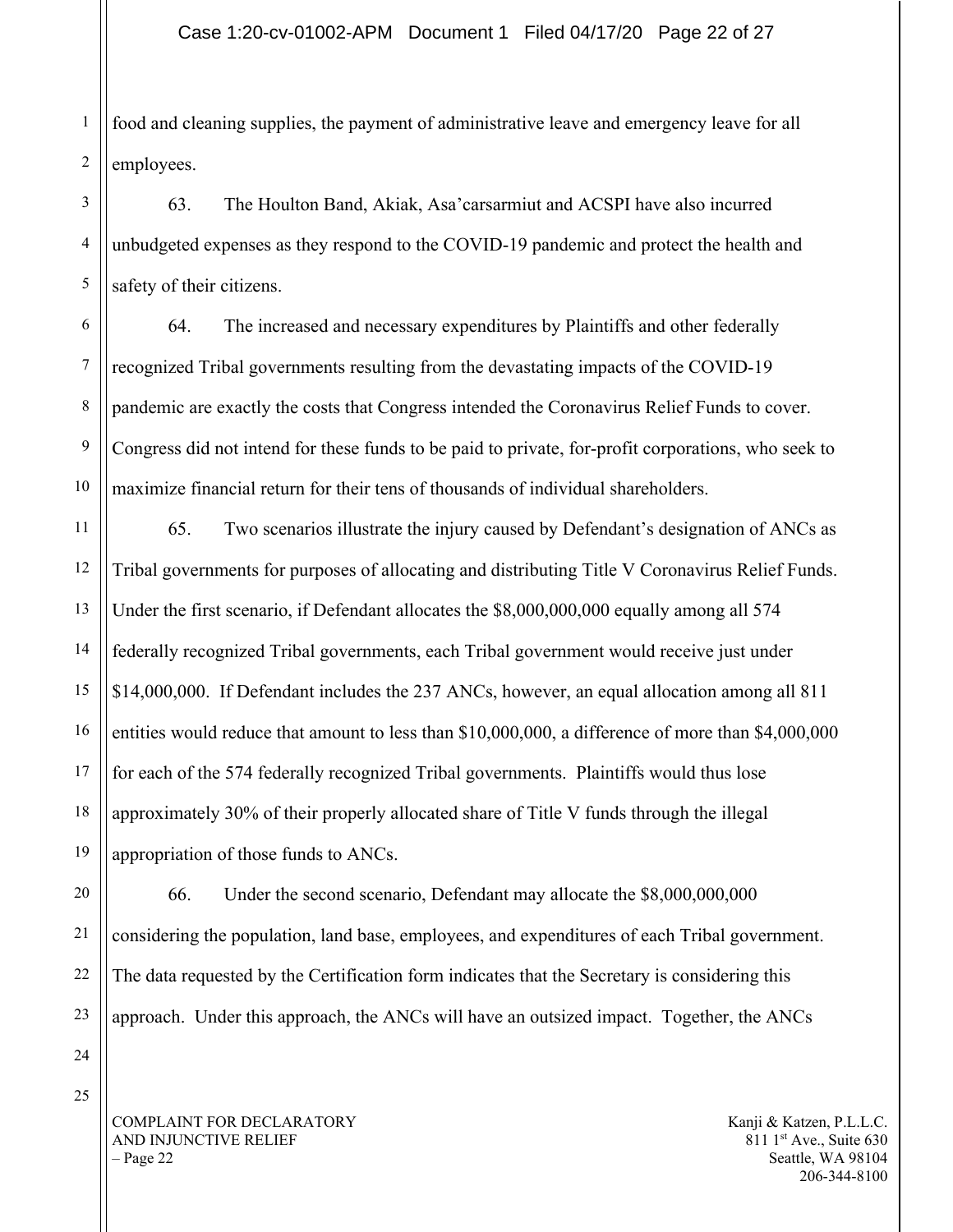food and cleaning supplies, the payment of administrative leave and emergency leave for all employees.

63. The Houlton Band, Akiak, Asa'carsarmiut and ACSPI have also incurred unbudgeted expenses as they respond to the COVID-19 pandemic and protect the health and safety of their citizens.

64. The increased and necessary expenditures by Plaintiffs and other federally recognized Tribal governments resulting from the devastating impacts of the COVID-19 pandemic are exactly the costs that Congress intended the Coronavirus Relief Funds to cover. Congress did not intend for these funds to be paid to private, for-profit corporations, who seek to maximize financial return for their tens of thousands of individual shareholders.

65. Two scenarios illustrate the injury caused by Defendant's designation of ANCs as Tribal governments for purposes of allocating and distributing Title V Coronavirus Relief Funds. Under the first scenario, if Defendant allocates the $8,000,000,000 equally among all 574 federally recognized Tribal governments, each Tribal government would receive just under $14,000,000. If Defendant includes the 237 ANCs, however, an equal allocation among all 811 entities would reduce that amount to less than $10,000,000, a difference of more than $4,000,000 for each of the 574 federally recognized Tribal governments. Plaintiffs would thus lose approximately 30% of their properly allocated share of Title V funds through the illegal appropriation of those funds to ANCs.

66. Under the second scenario, Defendant may allocate the $8,000,000,000 considering the population, land base, employees, and expenditures of each Tribal government. The data requested by the Certification form indicates that the Secretary is considering this approach. Under this approach, the ANCs will have an outsized impact. Together, the ANCs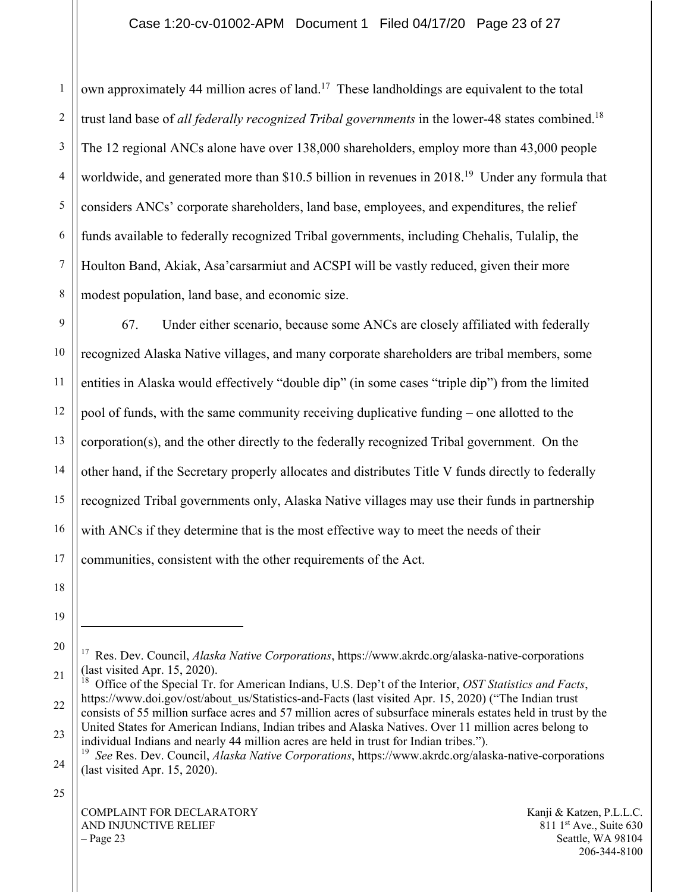own approximately 44 million acres of land.[17] These landholdings are equivalent to the total trust land base of *all federally recognized Tribal governments* in the lower-48 states combined.[18] The 12 regional ANCs alone have over 138,000 shareholders, employ more than 43,000 people worldwide, and generated more than $10.5 billion in revenues in 2018.[19] Under any formula that considers ANCs' corporate shareholders, land base, employees, and expenditures, the relief funds available to federally recognized Tribal governments, including Chehalis, Tulalip, the Houlton Band, Akiak, Asa'carsarmiut and ACSPI will be vastly reduced, given their more modest population, land base, and economic size.

67. Under either scenario, because some ANCs are closely affiliated with federally recognized Alaska Native villages, and many corporate shareholders are tribal members, some entities in Alaska would effectively "double dip" (in some cases "triple dip") from the limited pool of funds, with the same community receiving duplicative funding – one allotted to the corporation(s), and the other directly to the federally recognized Tribal government. On the other hand, if the Secretary properly allocates and distributes Title V funds directly to federally recognized Tribal governments only, Alaska Native villages may use their funds in partnership with ANCs if they determine that is the most effective way to meet the needs of their communities, consistent with the other requirements of the Act.

---

[17] Res. Dev. Council, *Alaska Native Corporations*, https://www.akrdc.org/alaska-native-corporations (last visited Apr. 15, 2020).

[18] Office of the Special Tr. for American Indians, U.S. Dep't of the Interior, *OST Statistics and Facts*, https://www.doi.gov/ost/about_us/Statistics-and-Facts (last visited Apr. 15, 2020) ("The Indian trust consists of 55 million surface acres and 57 million acres of subsurface minerals estates held in trust by the United States for American Indians, Indian tribes and Alaska Natives. Over 11 million acres belong to individual Indians and nearly 44 million acres are held in trust for Indian tribes.").

[19] *See* Res. Dev. Council, *Alaska Native Corporations*, https://www.akrdc.org/alaska-native-corporations (last visited Apr. 15, 2020).

COMPLAINT FOR DECLARATORY AND INJUNCTIVE RELIEF – Page 23

Kanji & Katzen, P.L.L.C.
811 1st Ave., Suite 630
Seattle, WA 98104
206-344-8100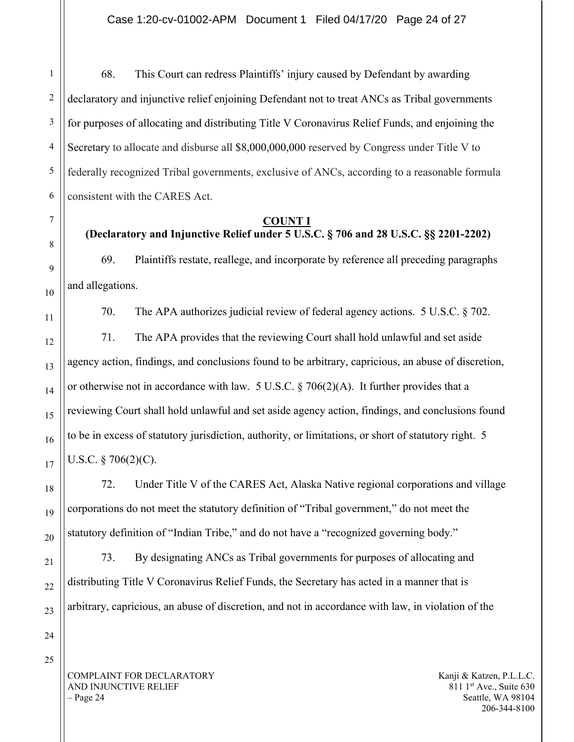68. This Court can redress Plaintiffs' injury caused by Defendant by awarding declaratory and injunctive relief enjoining Defendant not to treat ANCs as Tribal governments for purposes of allocating and distributing Title V Coronavirus Relief Funds, and enjoining the Secretary to allocate and disburse all $8,000,000,000 reserved by Congress under Title V to federally recognized Tribal governments, exclusive of ANCs, according to a reasonable formula consistent with the CARES Act.

**COUNT I**

**(Declaratory and Injunctive Relief under 5 U.S.C. § 706 and 28 U.S.C. §§ 2201-2202)**

69. Plaintiffs restate, reallege, and incorporate by reference all preceding paragraphs and allegations.

70. The APA authorizes judicial review of federal agency actions. 5 U.S.C. § 702.

71. The APA provides that the reviewing Court shall hold unlawful and set aside agency action, findings, and conclusions found to be arbitrary, capricious, an abuse of discretion, or otherwise not in accordance with law. 5 U.S.C. § 706(2)(A). It further provides that a reviewing Court shall hold unlawful and set aside agency action, findings, and conclusions found to be in excess of statutory jurisdiction, authority, or limitations, or short of statutory right. 5 U.S.C. § 706(2)(C).

72. Under Title V of the CARES Act, Alaska Native regional corporations and village corporations do not meet the statutory definition of "Tribal government," do not meet the statutory definition of "Indian Tribe," and do not have a "recognized governing body."

73. By designating ANCs as Tribal governments for purposes of allocating and distributing Title V Coronavirus Relief Funds, the Secretary has acted in a manner that is arbitrary, capricious, an abuse of discretion, and not in accordance with law, in violation of the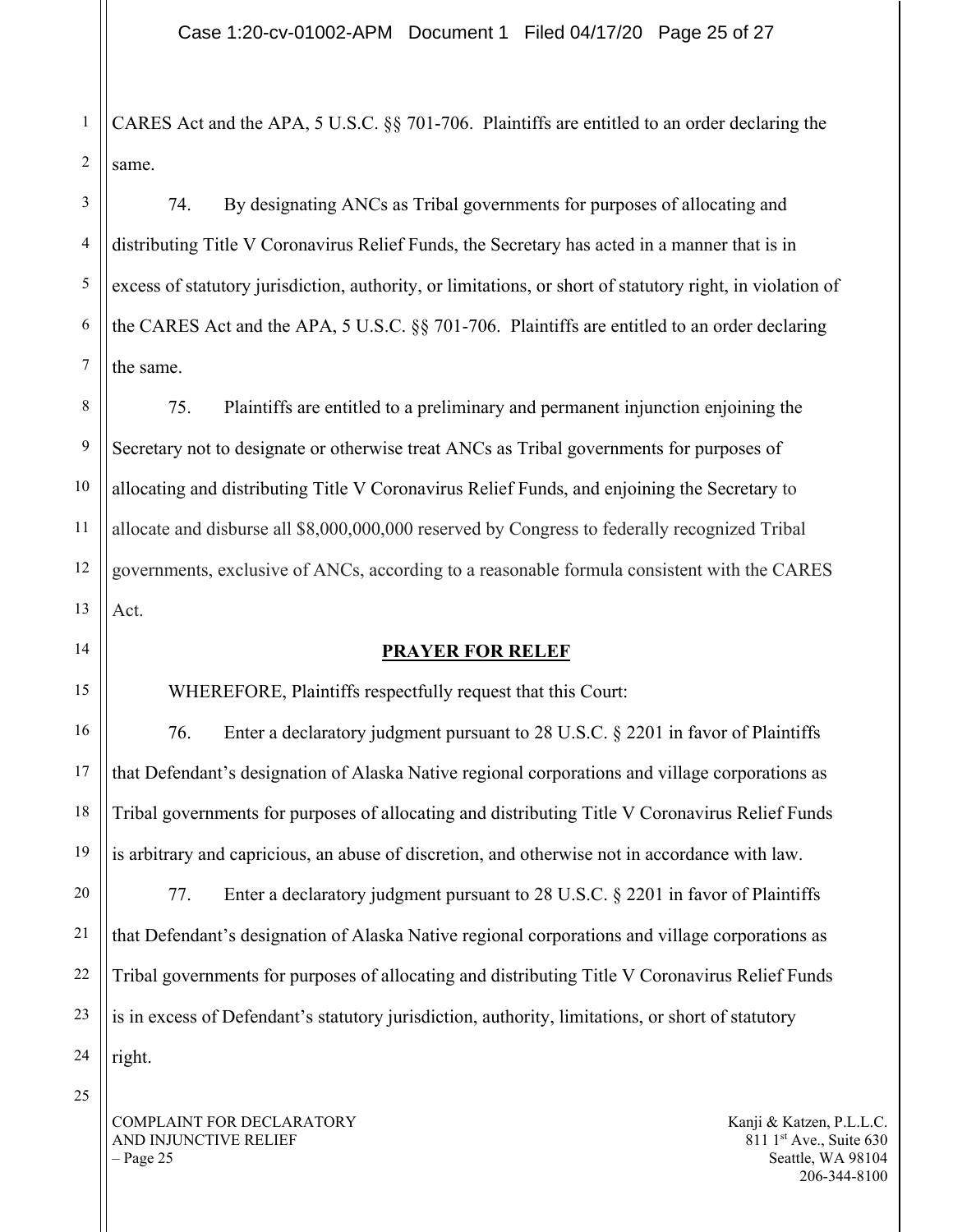CARES Act and the APA, 5 U.S.C. §§ 701-706. Plaintiffs are entitled to an order declaring the same.

74. By designating ANCs as Tribal governments for purposes of allocating and distributing Title V Coronavirus Relief Funds, the Secretary has acted in a manner that is in excess of statutory jurisdiction, authority, or limitations, or short of statutory right, in violation of the CARES Act and the APA, 5 U.S.C. §§ 701-706. Plaintiffs are entitled to an order declaring the same.

75. Plaintiffs are entitled to a preliminary and permanent injunction enjoining the Secretary not to designate or otherwise treat ANCs as Tribal governments for purposes of allocating and distributing Title V Coronavirus Relief Funds, and enjoining the Secretary to allocate and disburse all $8,000,000,000 reserved by Congress to federally recognized Tribal governments, exclusive of ANCs, according to a reasonable formula consistent with the CARES Act.

## PRAYER FOR RELIEF

WHEREFORE, Plaintiffs respectfully request that this Court:

76. Enter a declaratory judgment pursuant to 28 U.S.C. § 2201 in favor of Plaintiffs that Defendant's designation of Alaska Native regional corporations and village corporations as Tribal governments for purposes of allocating and distributing Title V Coronavirus Relief Funds is arbitrary and capricious, an abuse of discretion, and otherwise not in accordance with law.

77. Enter a declaratory judgment pursuant to 28 U.S.C. § 2201 in favor of Plaintiffs that Defendant's designation of Alaska Native regional corporations and village corporations as Tribal governments for purposes of allocating and distributing Title V Coronavirus Relief Funds is in excess of Defendant's statutory jurisdiction, authority, limitations, or short of statutory right.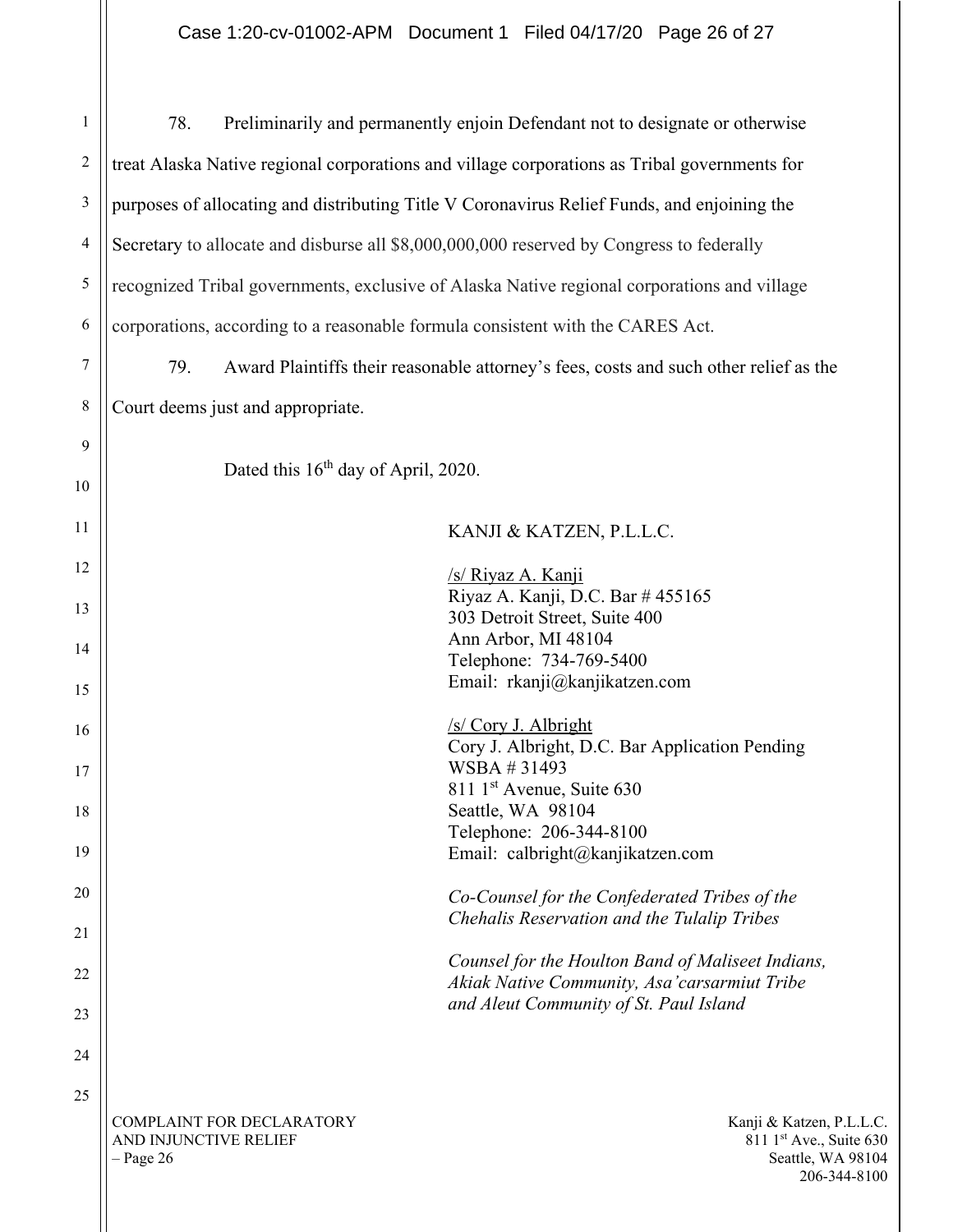78. Preliminarily and permanently enjoin Defendant not to designate or otherwise treat Alaska Native regional corporations and village corporations as Tribal governments for purposes of allocating and distributing Title V Coronavirus Relief Funds, and enjoining the Secretary to allocate and disburse all $8,000,000,000 reserved by Congress to federally recognized Tribal governments, exclusive of Alaska Native regional corporations and village corporations, according to a reasonable formula consistent with the CARES Act.

79. Award Plaintiffs their reasonable attorney's fees, costs and such other relief as the Court deems just and appropriate.

Dated this 16th day of April, 2020.

KANJI & KATZEN, P.L.L.C.

/s/ Riyaz A. Kanji
Riyaz A. Kanji, D.C. Bar # 455165
303 Detroit Street, Suite 400
Ann Arbor, MI 48104
Telephone: 734-769-5400
Email: rkanji@kanjikatzen.com

/s/ Cory J. Albright
Cory J. Albright, D.C. Bar Application Pending
WSBA # 31493
811 1st Avenue, Suite 630
Seattle, WA 98104
Telephone: 206-344-8100
Email: calbright@kanjikatzen.com

*Co-Counsel for the Confederated Tribes of the Chehalis Reservation and the Tulalip Tribes*

*Counsel for the Houlton Band of Maliseet Indians, Akiak Native Community, Asa'carsarmiut Tribe and Aleut Community of St. Paul Island*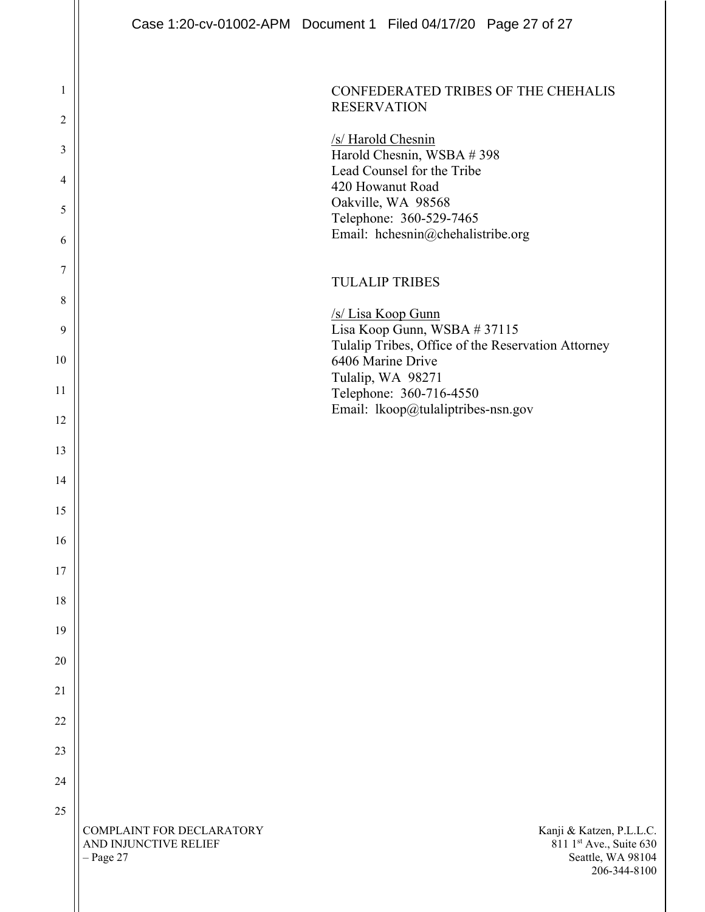CONFEDERATED TRIBES OF THE CHEHALIS RESERVATION

/s/ Harold Chesnin
Harold Chesnin, WSBA # 398
Lead Counsel for the Tribe
420 Howanut Road
Oakville, WA 98568
Telephone: 360-529-7465
Email: hchesnin@chehalistribe.org

TULALIP TRIBES

/s/ Lisa Koop Gunn
Lisa Koop Gunn, WSBA # 37115
Tulalip Tribes, Office of the Reservation Attorney
6406 Marine Drive
Tulalip, WA 98271
Telephone: 360-716-4550
Email: lkoop@tulaliptribes-nsn.gov